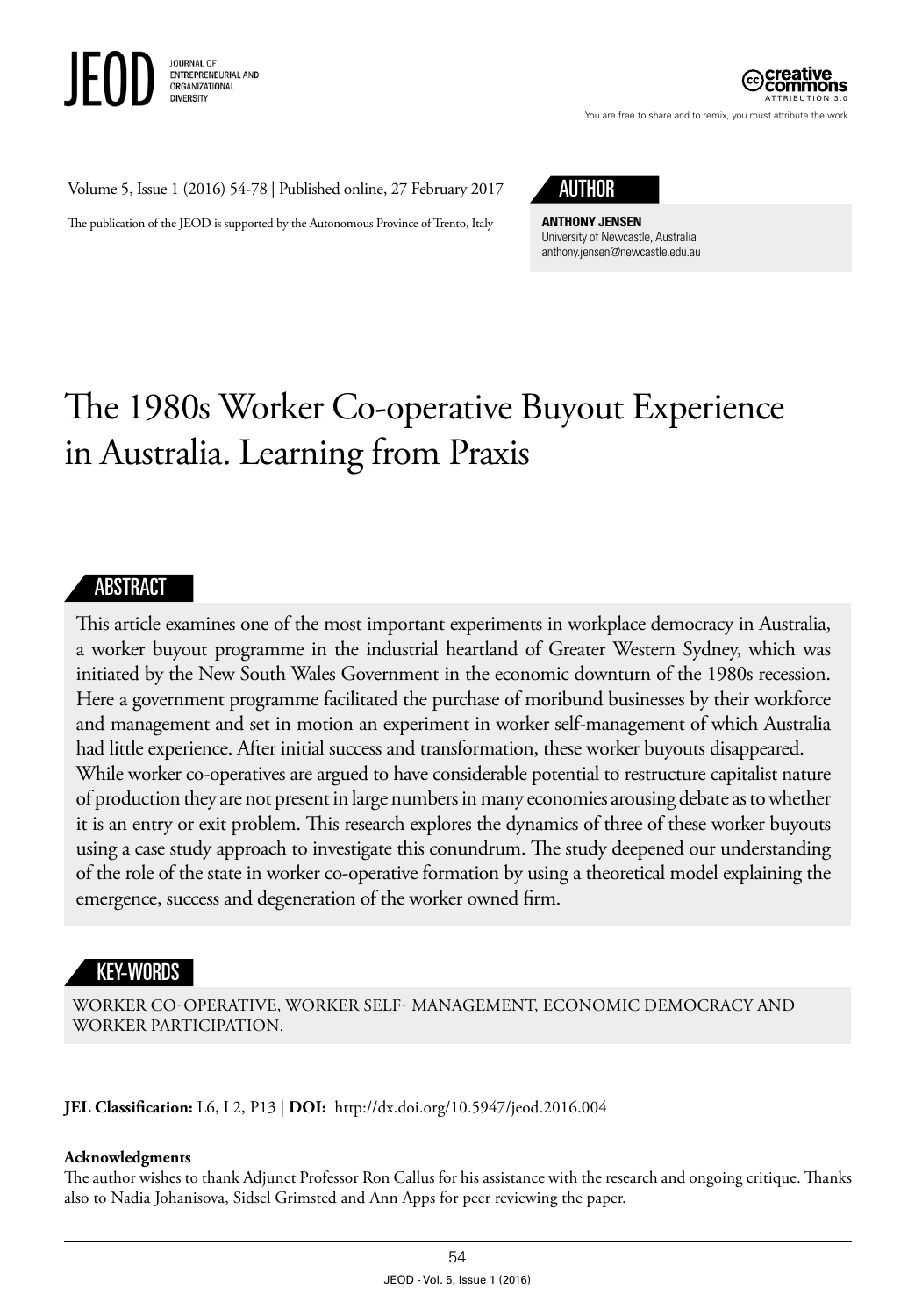Volume 5, Issue 1 (2016) 54-78 | Published online, 27 February 2017

The publication of the JEOD is supported by the Autonomous Province of Trento, Italy

## AUTHOR

**ANTHONY JENSEN**
University of Newcastle, Australia
anthony.jensen@newcastle.edu.au

# The 1980s Worker Co-operative Buyout Experience in Australia. Learning from Praxis

## ABSTRACT

This article examines one of the most important experiments in workplace democracy in Australia, a worker buyout programme in the industrial heartland of Greater Western Sydney, which was initiated by the New South Wales Government in the economic downturn of the 1980s recession. Here a government programme facilitated the purchase of moribund businesses by their workforce and management and set in motion an experiment in worker self-management of which Australia had little experience. After initial success and transformation, these worker buyouts disappeared. While worker co-operatives are argued to have considerable potential to restructure capitalist nature of production they are not present in large numbers in many economies arousing debate as to whether it is an entry or exit problem. This research explores the dynamics of three of these worker buyouts using a case study approach to investigate this conundrum. The study deepened our understanding of the role of the state in worker co-operative formation by using a theoretical model explaining the emergence, success and degeneration of the worker owned firm.

## KEY-WORDS

WORKER CO-OPERATIVE, WORKER SELF- MANAGEMENT, ECONOMIC DEMOCRACY AND WORKER PARTICIPATION.

**JEL Classification:** L6, L2, P13 | **DOI:** http://dx.doi.org/10.5947/jeod.2016.004

**Acknowledgments**
The author wishes to thank Adjunct Professor Ron Callus for his assistance with the research and ongoing critique. Thanks also to Nadia Johanisova, Sidsel Grimsted and Ann Apps for peer reviewing the paper.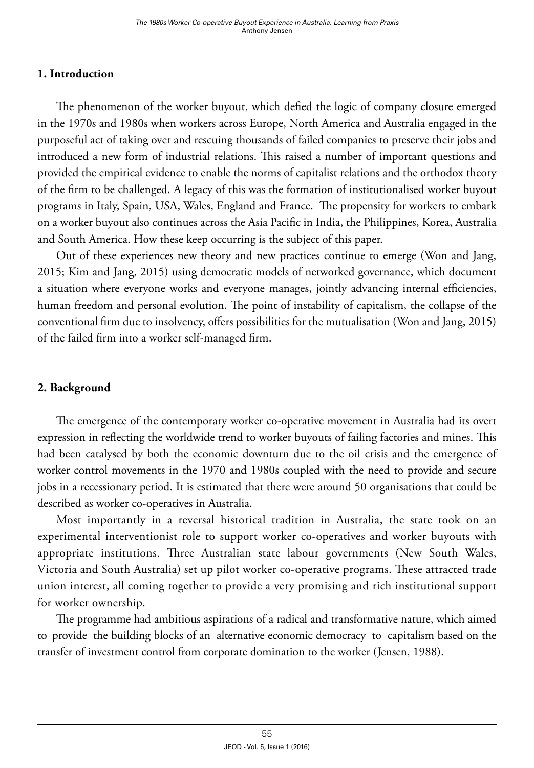## 1. Introduction

The phenomenon of the worker buyout, which defied the logic of company closure emerged in the 1970s and 1980s when workers across Europe, North America and Australia engaged in the purposeful act of taking over and rescuing thousands of failed companies to preserve their jobs and introduced a new form of industrial relations. This raised a number of important questions and provided the empirical evidence to enable the norms of capitalist relations and the orthodox theory of the firm to be challenged. A legacy of this was the formation of institutionalised worker buyout programs in Italy, Spain, USA, Wales, England and France. The propensity for workers to embark on a worker buyout also continues across the Asia Pacific in India, the Philippines, Korea, Australia and South America. How these keep occurring is the subject of this paper.

Out of these experiences new theory and new practices continue to emerge (Won and Jang, 2015; Kim and Jang, 2015) using democratic models of networked governance, which document a situation where everyone works and everyone manages, jointly advancing internal efficiencies, human freedom and personal evolution. The point of instability of capitalism, the collapse of the conventional firm due to insolvency, offers possibilities for the mutualisation (Won and Jang, 2015) of the failed firm into a worker self-managed firm.

## 2. Background

The emergence of the contemporary worker co-operative movement in Australia had its overt expression in reflecting the worldwide trend to worker buyouts of failing factories and mines. This had been catalysed by both the economic downturn due to the oil crisis and the emergence of worker control movements in the 1970 and 1980s coupled with the need to provide and secure jobs in a recessionary period. It is estimated that there were around 50 organisations that could be described as worker co-operatives in Australia.

Most importantly in a reversal historical tradition in Australia, the state took on an experimental interventionist role to support worker co-operatives and worker buyouts with appropriate institutions. Three Australian state labour governments (New South Wales, Victoria and South Australia) set up pilot worker co-operative programs. These attracted trade union interest, all coming together to provide a very promising and rich institutional support for worker ownership.

The programme had ambitious aspirations of a radical and transformative nature, which aimed to provide the building blocks of an alternative economic democracy to capitalism based on the transfer of investment control from corporate domination to the worker (Jensen, 1988).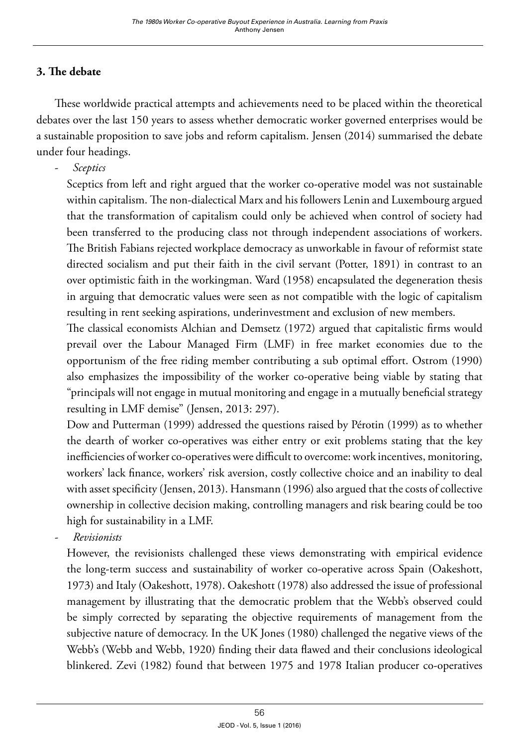## 3. The debate

These worldwide practical attempts and achievements need to be placed within the theoretical debates over the last 150 years to assess whether democratic worker governed enterprises would be a sustainable proposition to save jobs and reform capitalism. Jensen (2014) summarised the debate under four headings.

- *Sceptics*

  Sceptics from left and right argued that the worker co-operative model was not sustainable within capitalism. The non-dialectical Marx and his followers Lenin and Luxembourg argued that the transformation of capitalism could only be achieved when control of society had been transferred to the producing class not through independent associations of workers. The British Fabians rejected workplace democracy as unworkable in favour of reformist state directed socialism and put their faith in the civil servant (Potter, 1891) in contrast to an over optimistic faith in the workingman. Ward (1958) encapsulated the degeneration thesis in arguing that democratic values were seen as not compatible with the logic of capitalism resulting in rent seeking aspirations, underinvestment and exclusion of new members.

  The classical economists Alchian and Demsetz (1972) argued that capitalistic firms would prevail over the Labour Managed Firm (LMF) in free market economies due to the opportunism of the free riding member contributing a sub optimal effort. Ostrom (1990) also emphasizes the impossibility of the worker co-operative being viable by stating that "principals will not engage in mutual monitoring and engage in a mutually beneficial strategy resulting in LMF demise" (Jensen, 2013: 297).

  Dow and Putterman (1999) addressed the questions raised by Pérotin (1999) as to whether the dearth of worker co-operatives was either entry or exit problems stating that the key inefficiencies of worker co-operatives were difficult to overcome: work incentives, monitoring, workers' lack finance, workers' risk aversion, costly collective choice and an inability to deal with asset specificity (Jensen, 2013). Hansmann (1996) also argued that the costs of collective ownership in collective decision making, controlling managers and risk bearing could be too high for sustainability in a LMF.

- *Revisionists*

  However, the revisionists challenged these views demonstrating with empirical evidence the long-term success and sustainability of worker co-operative across Spain (Oakeshott, 1973) and Italy (Oakeshott, 1978). Oakeshott (1978) also addressed the issue of professional management by illustrating that the democratic problem that the Webb's observed could be simply corrected by separating the objective requirements of management from the subjective nature of democracy. In the UK Jones (1980) challenged the negative views of the Webb's (Webb and Webb, 1920) finding their data flawed and their conclusions ideological blinkered. Zevi (1982) found that between 1975 and 1978 Italian producer co-operatives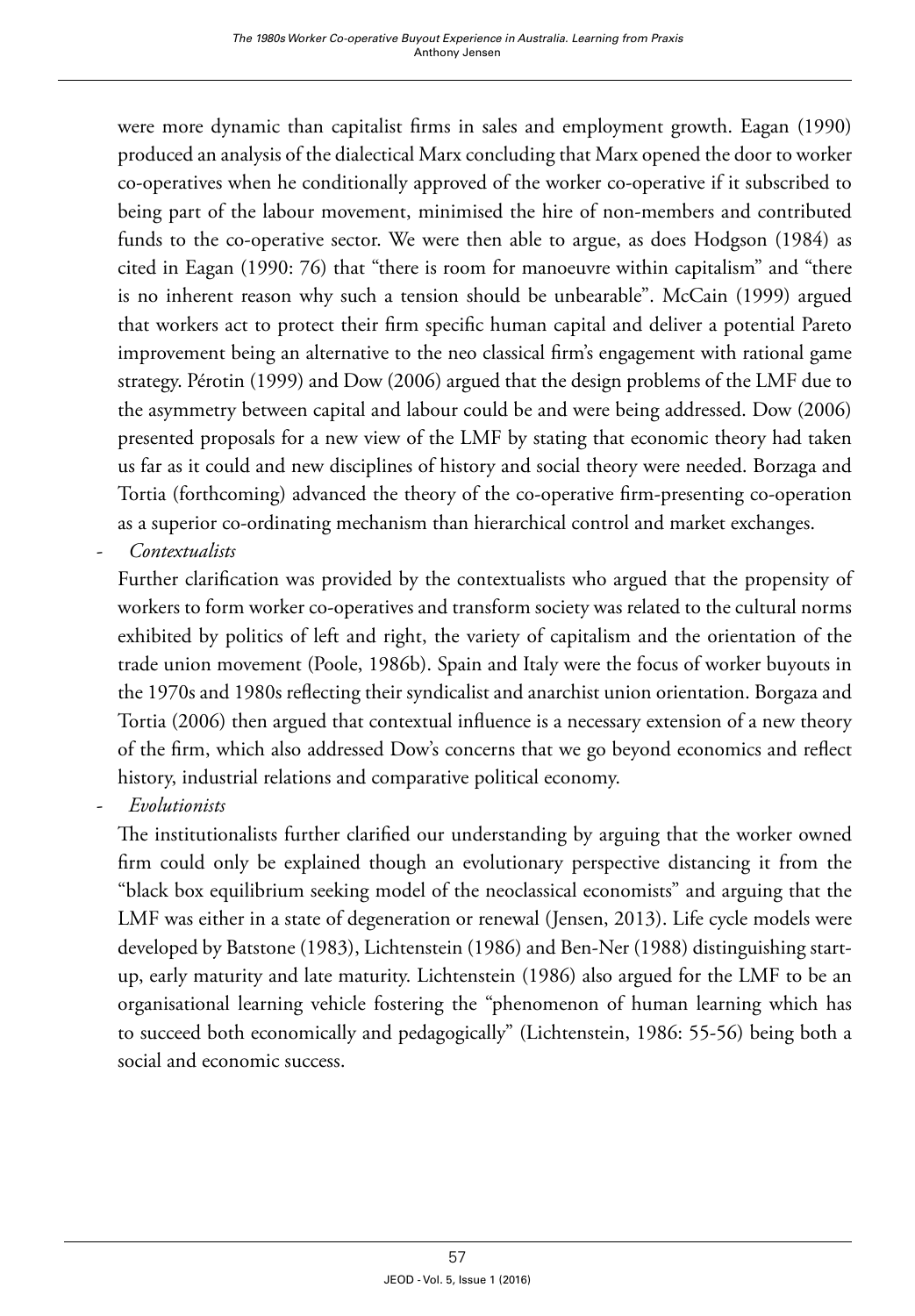were more dynamic than capitalist firms in sales and employment growth. Eagan (1990) produced an analysis of the dialectical Marx concluding that Marx opened the door to worker co-operatives when he conditionally approved of the worker co-operative if it subscribed to being part of the labour movement, minimised the hire of non-members and contributed funds to the co-operative sector. We were then able to argue, as does Hodgson (1984) as cited in Eagan (1990: 76) that "there is room for manoeuvre within capitalism" and "there is no inherent reason why such a tension should be unbearable". McCain (1999) argued that workers act to protect their firm specific human capital and deliver a potential Pareto improvement being an alternative to the neo classical firm's engagement with rational game strategy. Pérotin (1999) and Dow (2006) argued that the design problems of the LMF due to the asymmetry between capital and labour could be and were being addressed. Dow (2006) presented proposals for a new view of the LMF by stating that economic theory had taken us far as it could and new disciplines of history and social theory were needed. Borzaga and Tortia (forthcoming) advanced the theory of the co-operative firm-presenting co-operation as a superior co-ordinating mechanism than hierarchical control and market exchanges.

- *Contextualists*

  Further clarification was provided by the contextualists who argued that the propensity of workers to form worker co-operatives and transform society was related to the cultural norms exhibited by politics of left and right, the variety of capitalism and the orientation of the trade union movement (Poole, 1986b). Spain and Italy were the focus of worker buyouts in the 1970s and 1980s reflecting their syndicalist and anarchist union orientation. Borgaza and Tortia (2006) then argued that contextual influence is a necessary extension of a new theory of the firm, which also addressed Dow's concerns that we go beyond economics and reflect history, industrial relations and comparative political economy.

- *Evolutionists*

  The institutionalists further clarified our understanding by arguing that the worker owned firm could only be explained though an evolutionary perspective distancing it from the "black box equilibrium seeking model of the neoclassical economists" and arguing that the LMF was either in a state of degeneration or renewal (Jensen, 2013). Life cycle models were developed by Batstone (1983), Lichtenstein (1986) and Ben-Ner (1988) distinguishing start-up, early maturity and late maturity. Lichtenstein (1986) also argued for the LMF to be an organisational learning vehicle fostering the "phenomenon of human learning which has to succeed both economically and pedagogically" (Lichtenstein, 1986: 55-56) being both a social and economic success.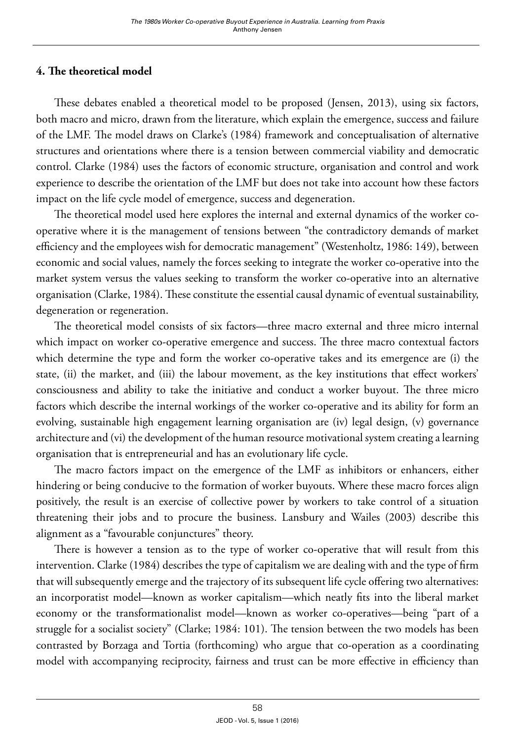## 4. The theoretical model

These debates enabled a theoretical model to be proposed (Jensen, 2013), using six factors, both macro and micro, drawn from the literature, which explain the emergence, success and failure of the LMF. The model draws on Clarke's (1984) framework and conceptualisation of alternative structures and orientations where there is a tension between commercial viability and democratic control. Clarke (1984) uses the factors of economic structure, organisation and control and work experience to describe the orientation of the LMF but does not take into account how these factors impact on the life cycle model of emergence, success and degeneration.

The theoretical model used here explores the internal and external dynamics of the worker co-operative where it is the management of tensions between "the contradictory demands of market efficiency and the employees wish for democratic management" (Westenholtz, 1986: 149), between economic and social values, namely the forces seeking to integrate the worker co-operative into the market system versus the values seeking to transform the worker co-operative into an alternative organisation (Clarke, 1984). These constitute the essential causal dynamic of eventual sustainability, degeneration or regeneration.

The theoretical model consists of six factors—three macro external and three micro internal which impact on worker co-operative emergence and success. The three macro contextual factors which determine the type and form the worker co-operative takes and its emergence are (i) the state, (ii) the market, and (iii) the labour movement, as the key institutions that effect workers' consciousness and ability to take the initiative and conduct a worker buyout. The three micro factors which describe the internal workings of the worker co-operative and its ability for form an evolving, sustainable high engagement learning organisation are (iv) legal design, (v) governance architecture and (vi) the development of the human resource motivational system creating a learning organisation that is entrepreneurial and has an evolutionary life cycle.

The macro factors impact on the emergence of the LMF as inhibitors or enhancers, either hindering or being conducive to the formation of worker buyouts. Where these macro forces align positively, the result is an exercise of collective power by workers to take control of a situation threatening their jobs and to procure the business. Lansbury and Wailes (2003) describe this alignment as a "favourable conjunctures" theory.

There is however a tension as to the type of worker co-operative that will result from this intervention. Clarke (1984) describes the type of capitalism we are dealing with and the type of firm that will subsequently emerge and the trajectory of its subsequent life cycle offering two alternatives: an incorporatist model—known as worker capitalism—which neatly fits into the liberal market economy or the transformationalist model—known as worker co-operatives—being "part of a struggle for a socialist society" (Clarke; 1984: 101). The tension between the two models has been contrasted by Borzaga and Tortia (forthcoming) who argue that co-operation as a coordinating model with accompanying reciprocity, fairness and trust can be more effective in efficiency than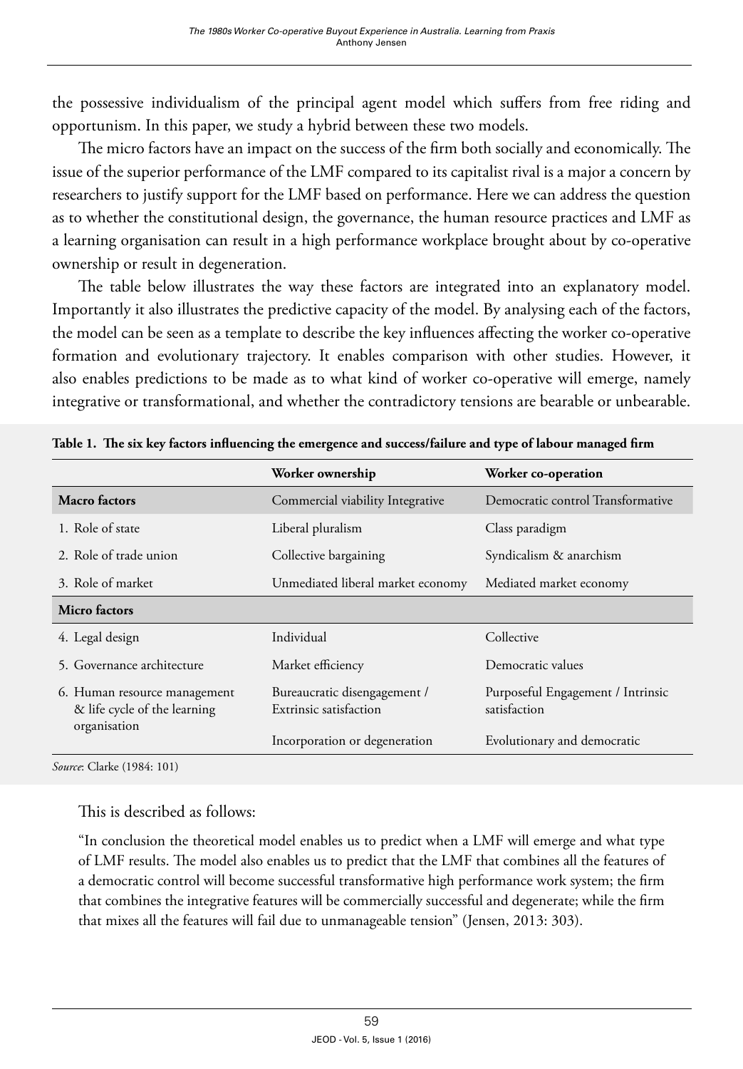the possessive individualism of the principal agent model which suffers from free riding and opportunism. In this paper, we study a hybrid between these two models.

The micro factors have an impact on the success of the firm both socially and economically. The issue of the superior performance of the LMF compared to its capitalist rival is a major a concern by researchers to justify support for the LMF based on performance. Here we can address the question as to whether the constitutional design, the governance, the human resource practices and LMF as a learning organisation can result in a high performance workplace brought about by co-operative ownership or result in degeneration.

The table below illustrates the way these factors are integrated into an explanatory model. Importantly it also illustrates the predictive capacity of the model. By analysing each of the factors, the model can be seen as a template to describe the key influences affecting the worker co-operative formation and evolutionary trajectory. It enables comparison with other studies. However, it also enables predictions to be made as to what kind of worker co-operative will emerge, namely integrative or transformational, and whether the contradictory tensions are bearable or unbearable.

**Table 1. The six key factors influencing the emergence and success/failure and type of labour managed firm**

| | Worker ownership | Worker co-operation |
|---|---|---|
| **Macro factors** | Commercial viability Integrative | Democratic control Transformative |
| 1. Role of state | Liberal pluralism | Class paradigm |
| 2. Role of trade union | Collective bargaining | Syndicalism & anarchism |
| 3. Role of market | Unmediated liberal market economy | Mediated market economy |
| **Micro factors** | | |
| 4. Legal design | Individual | Collective |
| 5. Governance architecture | Market efficiency | Democratic values |
| 6. Human resource management & life cycle of the learning organisation | Bureaucratic disengagement / Extrinsic satisfaction | Purposeful Engagement / Intrinsic satisfaction |
| | Incorporation or degeneration | Evolutionary and democratic |

*Source*: Clarke (1984: 101)

This is described as follows:

"In conclusion the theoretical model enables us to predict when a LMF will emerge and what type of LMF results. The model also enables us to predict that the LMF that combines all the features of a democratic control will become successful transformative high performance work system; the firm that combines the integrative features will be commercially successful and degenerate; while the firm that mixes all the features will fail due to unmanageable tension" (Jensen, 2013: 303).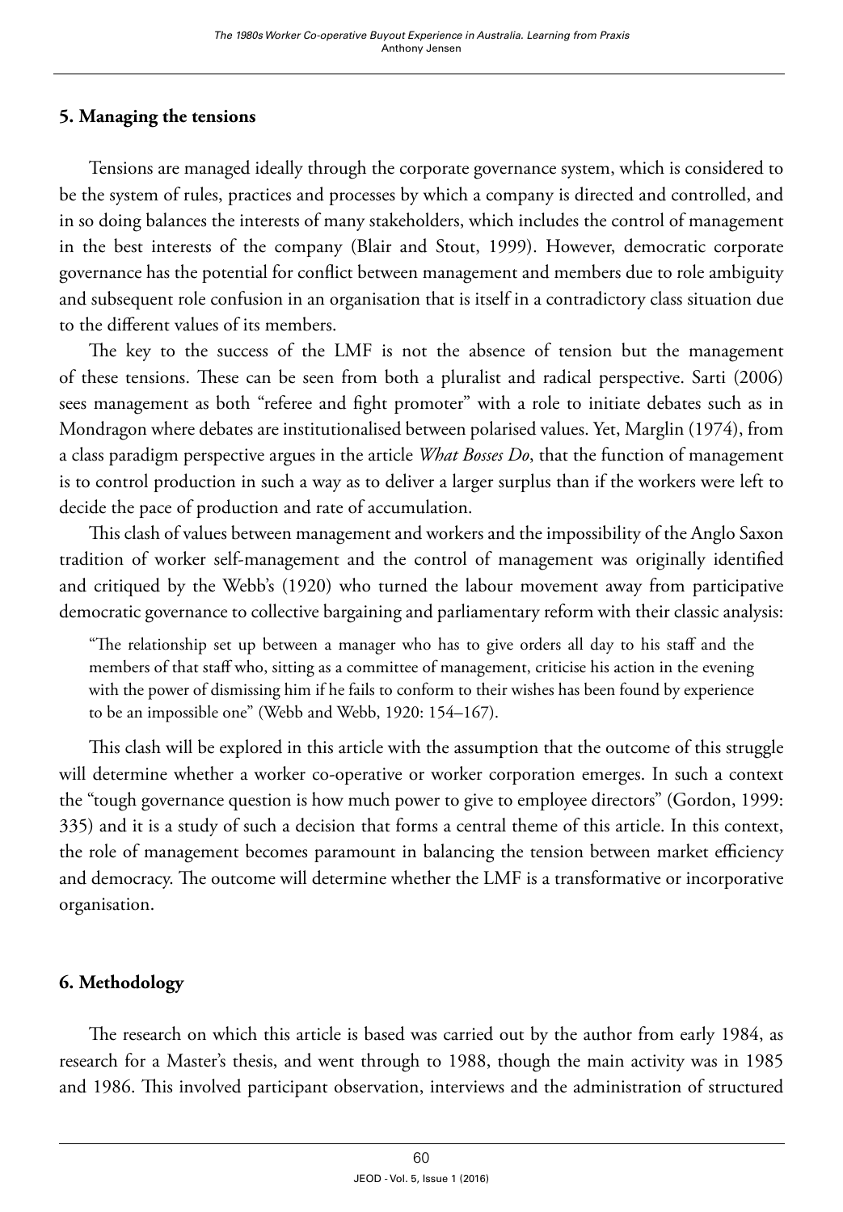## 5. Managing the tensions

Tensions are managed ideally through the corporate governance system, which is considered to be the system of rules, practices and processes by which a company is directed and controlled, and in so doing balances the interests of many stakeholders, which includes the control of management in the best interests of the company (Blair and Stout, 1999). However, democratic corporate governance has the potential for conflict between management and members due to role ambiguity and subsequent role confusion in an organisation that is itself in a contradictory class situation due to the different values of its members.

The key to the success of the LMF is not the absence of tension but the management of these tensions. These can be seen from both a pluralist and radical perspective. Sarti (2006) sees management as both "referee and fight promoter" with a role to initiate debates such as in Mondragon where debates are institutionalised between polarised values. Yet, Marglin (1974), from a class paradigm perspective argues in the article *What Bosses Do*, that the function of management is to control production in such a way as to deliver a larger surplus than if the workers were left to decide the pace of production and rate of accumulation.

This clash of values between management and workers and the impossibility of the Anglo Saxon tradition of worker self-management and the control of management was originally identified and critiqued by the Webb's (1920) who turned the labour movement away from participative democratic governance to collective bargaining and parliamentary reform with their classic analysis:

> "The relationship set up between a manager who has to give orders all day to his staff and the members of that staff who, sitting as a committee of management, criticise his action in the evening with the power of dismissing him if he fails to conform to their wishes has been found by experience to be an impossible one" (Webb and Webb, 1920: 154–167).

This clash will be explored in this article with the assumption that the outcome of this struggle will determine whether a worker co-operative or worker corporation emerges. In such a context the "tough governance question is how much power to give to employee directors" (Gordon, 1999: 335) and it is a study of such a decision that forms a central theme of this article. In this context, the role of management becomes paramount in balancing the tension between market efficiency and democracy. The outcome will determine whether the LMF is a transformative or incorporative organisation.

## 6. Methodology

The research on which this article is based was carried out by the author from early 1984, as research for a Master's thesis, and went through to 1988, though the main activity was in 1985 and 1986. This involved participant observation, interviews and the administration of structured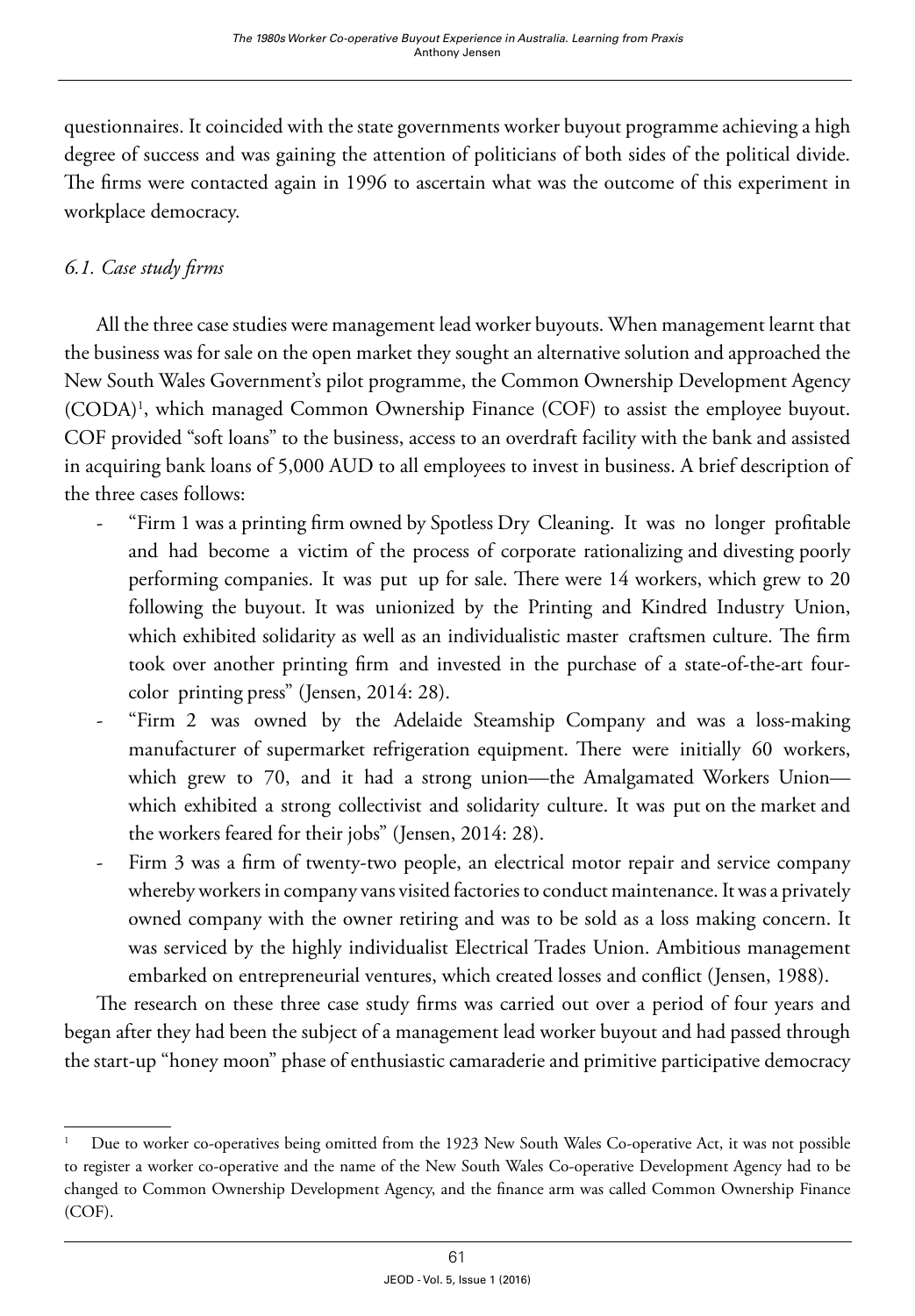questionnaires. It coincided with the state governments worker buyout programme achieving a high degree of success and was gaining the attention of politicians of both sides of the political divide. The firms were contacted again in 1996 to ascertain what was the outcome of this experiment in workplace democracy.

### *6.1. Case study firms*

All the three case studies were management lead worker buyouts. When management learnt that the business was for sale on the open market they sought an alternative solution and approached the New South Wales Government's pilot programme, the Common Ownership Development Agency (CODA)[1], which managed Common Ownership Finance (COF) to assist the employee buyout. COF provided "soft loans" to the business, access to an overdraft facility with the bank and assisted in acquiring bank loans of 5,000 AUD to all employees to invest in business. A brief description of the three cases follows:

- "Firm 1 was a printing firm owned by Spotless Dry Cleaning. It was no longer profitable and had become a victim of the process of corporate rationalizing and divesting poorly performing companies. It was put up for sale. There were 14 workers, which grew to 20 following the buyout. It was unionized by the Printing and Kindred Industry Union, which exhibited solidarity as well as an individualistic master craftsmen culture. The firm took over another printing firm and invested in the purchase of a state-of-the-art four-color printing press" (Jensen, 2014: 28).
- "Firm 2 was owned by the Adelaide Steamship Company and was a loss-making manufacturer of supermarket refrigeration equipment. There were initially 60 workers, which grew to 70, and it had a strong union—the Amalgamated Workers Union—which exhibited a strong collectivist and solidarity culture. It was put on the market and the workers feared for their jobs" (Jensen, 2014: 28).
- Firm 3 was a firm of twenty-two people, an electrical motor repair and service company whereby workers in company vans visited factories to conduct maintenance. It was a privately owned company with the owner retiring and was to be sold as a loss making concern. It was serviced by the highly individualist Electrical Trades Union. Ambitious management embarked on entrepreneurial ventures, which created losses and conflict (Jensen, 1988).

The research on these three case study firms was carried out over a period of four years and began after they had been the subject of a management lead worker buyout and had passed through the start-up "honey moon" phase of enthusiastic camaraderie and primitive participative democracy

[1] Due to worker co-operatives being omitted from the 1923 New South Wales Co-operative Act, it was not possible to register a worker co-operative and the name of the New South Wales Co-operative Development Agency had to be changed to Common Ownership Development Agency, and the finance arm was called Common Ownership Finance (COF).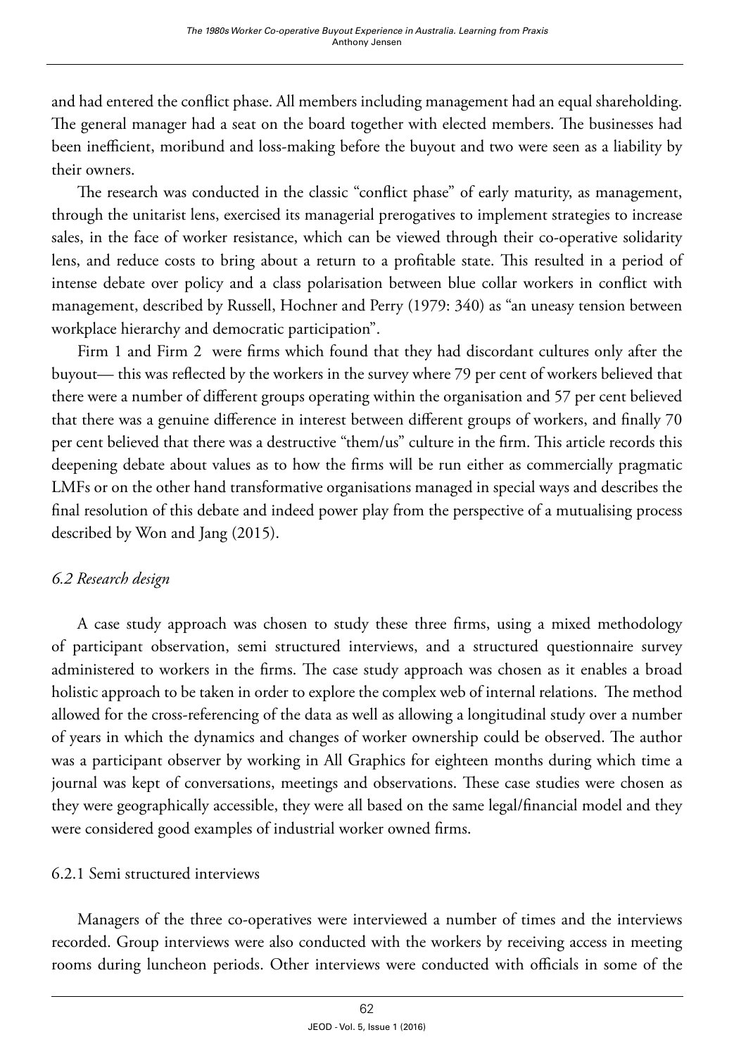and had entered the conflict phase. All members including management had an equal shareholding. The general manager had a seat on the board together with elected members. The businesses had been inefficient, moribund and loss-making before the buyout and two were seen as a liability by their owners.

The research was conducted in the classic "conflict phase" of early maturity, as management, through the unitarist lens, exercised its managerial prerogatives to implement strategies to increase sales, in the face of worker resistance, which can be viewed through their co-operative solidarity lens, and reduce costs to bring about a return to a profitable state. This resulted in a period of intense debate over policy and a class polarisation between blue collar workers in conflict with management, described by Russell, Hochner and Perry (1979: 340) as "an uneasy tension between workplace hierarchy and democratic participation".

Firm 1 and Firm 2 were firms which found that they had discordant cultures only after the buyout— this was reflected by the workers in the survey where 79 per cent of workers believed that there were a number of different groups operating within the organisation and 57 per cent believed that there was a genuine difference in interest between different groups of workers, and finally 70 per cent believed that there was a destructive "them/us" culture in the firm. This article records this deepening debate about values as to how the firms will be run either as commercially pragmatic LMFs or on the other hand transformative organisations managed in special ways and describes the final resolution of this debate and indeed power play from the perspective of a mutualising process described by Won and Jang (2015).

### *6.2 Research design*

A case study approach was chosen to study these three firms, using a mixed methodology of participant observation, semi structured interviews, and a structured questionnaire survey administered to workers in the firms. The case study approach was chosen as it enables a broad holistic approach to be taken in order to explore the complex web of internal relations. The method allowed for the cross-referencing of the data as well as allowing a longitudinal study over a number of years in which the dynamics and changes of worker ownership could be observed. The author was a participant observer by working in All Graphics for eighteen months during which time a journal was kept of conversations, meetings and observations. These case studies were chosen as they were geographically accessible, they were all based on the same legal/financial model and they were considered good examples of industrial worker owned firms.

#### 6.2.1 Semi structured interviews

Managers of the three co-operatives were interviewed a number of times and the interviews recorded. Group interviews were also conducted with the workers by receiving access in meeting rooms during luncheon periods. Other interviews were conducted with officials in some of the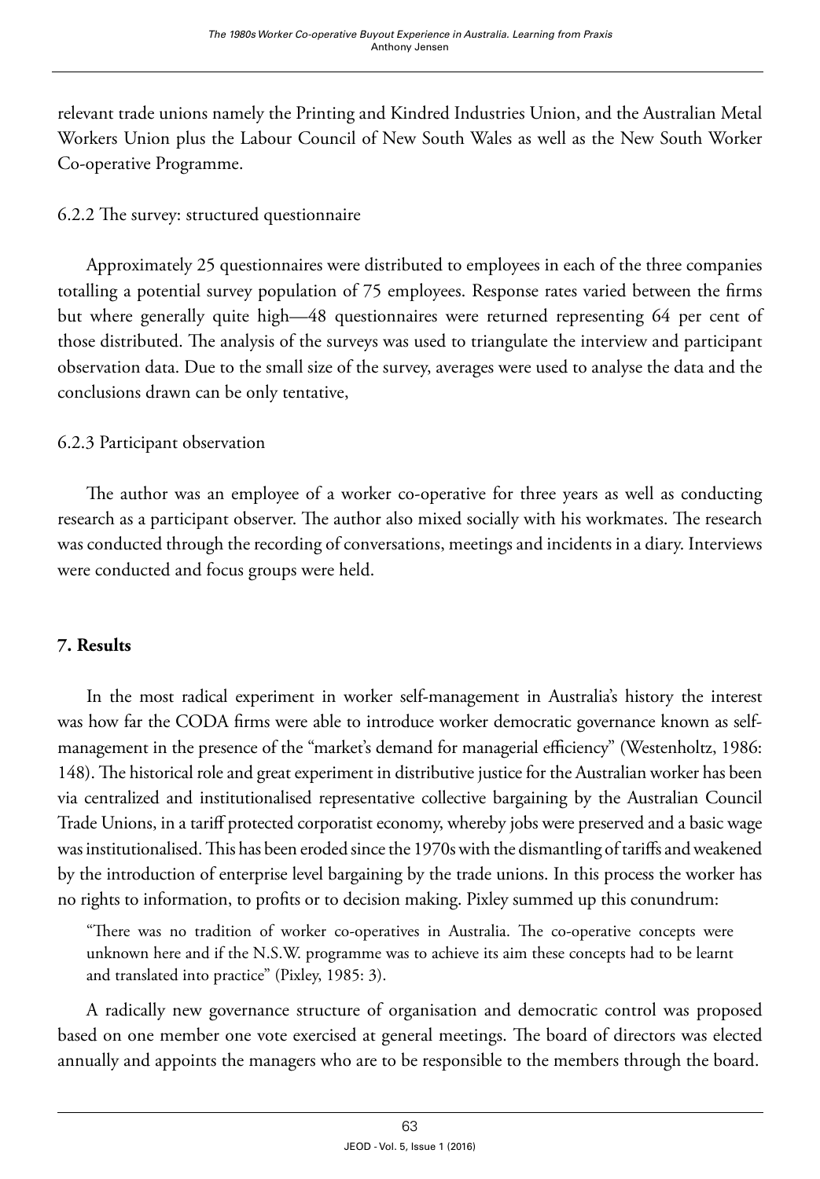relevant trade unions namely the Printing and Kindred Industries Union, and the Australian Metal Workers Union plus the Labour Council of New South Wales as well as the New South Worker Co-operative Programme.

### 6.2.2 The survey: structured questionnaire

Approximately 25 questionnaires were distributed to employees in each of the three companies totalling a potential survey population of 75 employees. Response rates varied between the firms but where generally quite high—48 questionnaires were returned representing 64 per cent of those distributed. The analysis of the surveys was used to triangulate the interview and participant observation data. Due to the small size of the survey, averages were used to analyse the data and the conclusions drawn can be only tentative,

### 6.2.3 Participant observation

The author was an employee of a worker co-operative for three years as well as conducting research as a participant observer. The author also mixed socially with his workmates. The research was conducted through the recording of conversations, meetings and incidents in a diary. Interviews were conducted and focus groups were held.

## 7. Results

In the most radical experiment in worker self-management in Australia's history the interest was how far the CODA firms were able to introduce worker democratic governance known as self-management in the presence of the "market's demand for managerial efficiency" (Westenholtz, 1986: 148). The historical role and great experiment in distributive justice for the Australian worker has been via centralized and institutionalised representative collective bargaining by the Australian Council Trade Unions, in a tariff protected corporatist economy, whereby jobs were preserved and a basic wage was institutionalised. This has been eroded since the 1970s with the dismantling of tariffs and weakened by the introduction of enterprise level bargaining by the trade unions. In this process the worker has no rights to information, to profits or to decision making. Pixley summed up this conundrum:

> "There was no tradition of worker co-operatives in Australia. The co-operative concepts were unknown here and if the N.S.W. programme was to achieve its aim these concepts had to be learnt and translated into practice" (Pixley, 1985: 3).

A radically new governance structure of organisation and democratic control was proposed based on one member one vote exercised at general meetings. The board of directors was elected annually and appoints the managers who are to be responsible to the members through the board.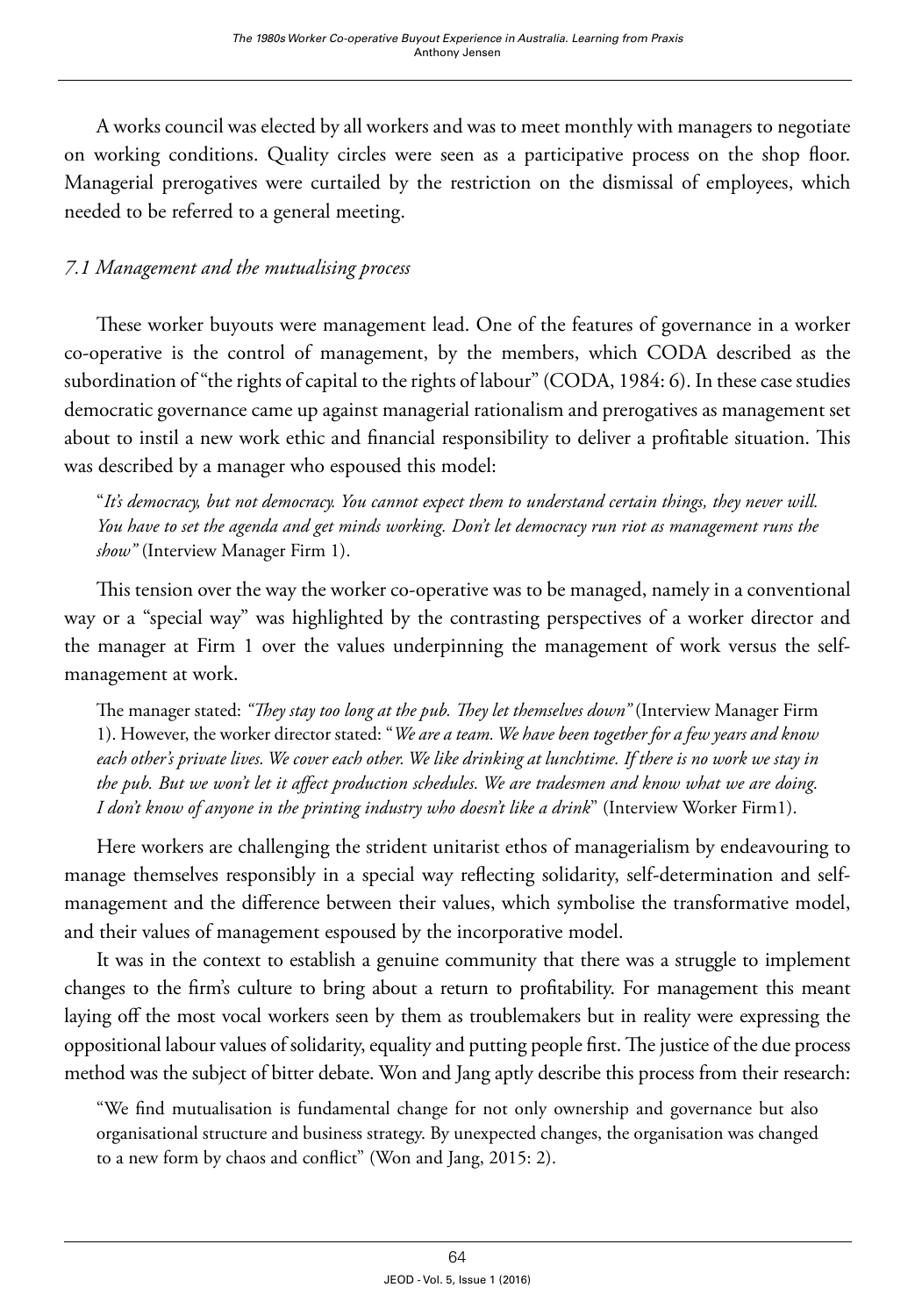A works council was elected by all workers and was to meet monthly with managers to negotiate on working conditions. Quality circles were seen as a participative process on the shop floor. Managerial prerogatives were curtailed by the restriction on the dismissal of employees, which needed to be referred to a general meeting.

### *7.1 Management and the mutualising process*

These worker buyouts were management lead. One of the features of governance in a worker co-operative is the control of management, by the members, which CODA described as the subordination of "the rights of capital to the rights of labour" (CODA, 1984: 6). In these case studies democratic governance came up against managerial rationalism and prerogatives as management set about to instil a new work ethic and financial responsibility to deliver a profitable situation. This was described by a manager who espoused this model:

> "*It's democracy, but not democracy. You cannot expect them to understand certain things, they never will. You have to set the agenda and get minds working. Don't let democracy run riot as management runs the show"* (Interview Manager Firm 1).

This tension over the way the worker co-operative was to be managed, namely in a conventional way or a "special way" was highlighted by the contrasting perspectives of a worker director and the manager at Firm 1 over the values underpinning the management of work versus the self-management at work.

> The manager stated: *"They stay too long at the pub. They let themselves down"* (Interview Manager Firm 1). However, the worker director stated: "*We are a team. We have been together for a few years and know each other's private lives. We cover each other. We like drinking at lunchtime. If there is no work we stay in the pub. But we won't let it affect production schedules. We are tradesmen and know what we are doing. I don't know of anyone in the printing industry who doesn't like a drink*" (Interview Worker Firm1).

Here workers are challenging the strident unitarist ethos of managerialism by endeavouring to manage themselves responsibly in a special way reflecting solidarity, self-determination and self-management and the difference between their values, which symbolise the transformative model, and their values of management espoused by the incorporative model.

It was in the context to establish a genuine community that there was a struggle to implement changes to the firm's culture to bring about a return to profitability. For management this meant laying off the most vocal workers seen by them as troublemakers but in reality were expressing the oppositional labour values of solidarity, equality and putting people first. The justice of the due process method was the subject of bitter debate. Won and Jang aptly describe this process from their research:

> "We find mutualisation is fundamental change for not only ownership and governance but also organisational structure and business strategy. By unexpected changes, the organisation was changed to a new form by chaos and conflict" (Won and Jang, 2015: 2).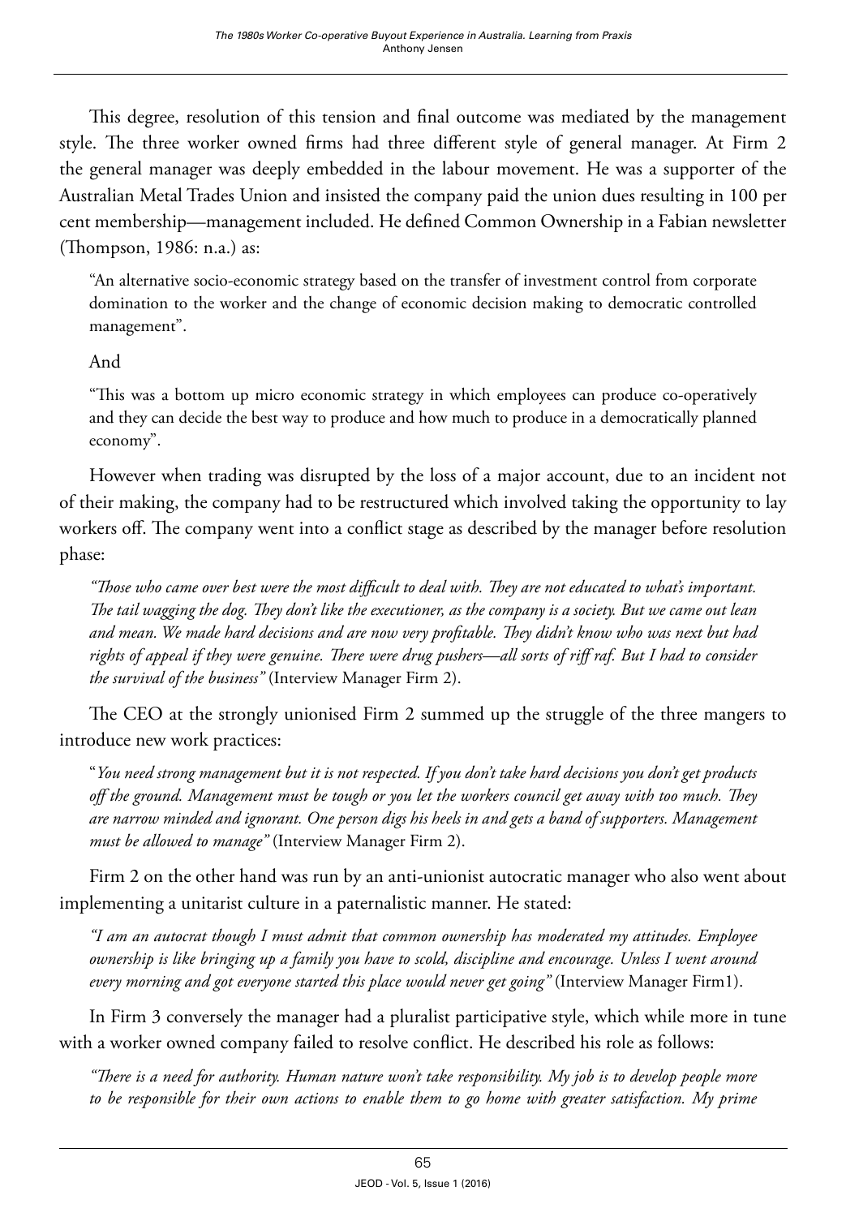This degree, resolution of this tension and final outcome was mediated by the management style. The three worker owned firms had three different style of general manager. At Firm 2 the general manager was deeply embedded in the labour movement. He was a supporter of the Australian Metal Trades Union and insisted the company paid the union dues resulting in 100 per cent membership—management included. He defined Common Ownership in a Fabian newsletter (Thompson, 1986: n.a.) as:

> "An alternative socio-economic strategy based on the transfer of investment control from corporate domination to the worker and the change of economic decision making to democratic controlled management".
>
> And
>
> "This was a bottom up micro economic strategy in which employees can produce co-operatively and they can decide the best way to produce and how much to produce in a democratically planned economy".

However when trading was disrupted by the loss of a major account, due to an incident not of their making, the company had to be restructured which involved taking the opportunity to lay workers off. The company went into a conflict stage as described by the manager before resolution phase:

> *"Those who came over best were the most difficult to deal with. They are not educated to what's important. The tail wagging the dog. They don't like the executioner, as the company is a society. But we came out lean and mean. We made hard decisions and are now very profitable. They didn't know who was next but had rights of appeal if they were genuine. There were drug pushers—all sorts of riff raf. But I had to consider the survival of the business"* (Interview Manager Firm 2).

The CEO at the strongly unionised Firm 2 summed up the struggle of the three mangers to introduce new work practices:

> "*You need strong management but it is not respected. If you don't take hard decisions you don't get products off the ground. Management must be tough or you let the workers council get away with too much. They are narrow minded and ignorant. One person digs his heels in and gets a band of supporters. Management must be allowed to manage"* (Interview Manager Firm 2).

Firm 2 on the other hand was run by an anti-unionist autocratic manager who also went about implementing a unitarist culture in a paternalistic manner. He stated:

> *"I am an autocrat though I must admit that common ownership has moderated my attitudes. Employee ownership is like bringing up a family you have to scold, discipline and encourage. Unless I went around every morning and got everyone started this place would never get going"* (Interview Manager Firm1).

In Firm 3 conversely the manager had a pluralist participative style, which while more in tune with a worker owned company failed to resolve conflict. He described his role as follows:

> *"There is a need for authority. Human nature won't take responsibility. My job is to develop people more to be responsible for their own actions to enable them to go home with greater satisfaction. My prime*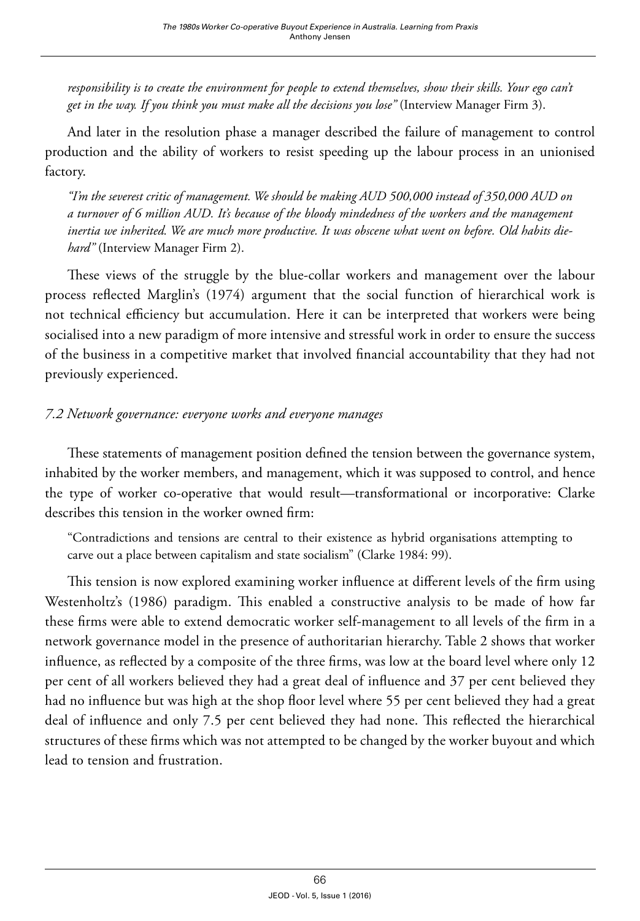*responsibility is to create the environment for people to extend themselves, show their skills. Your ego can't get in the way. If you think you must make all the decisions you lose"* (Interview Manager Firm 3).

And later in the resolution phase a manager described the failure of management to control production and the ability of workers to resist speeding up the labour process in an unionised factory.

> *"I'm the severest critic of management. We should be making AUD 500,000 instead of 350,000 AUD on a turnover of 6 million AUD. It's because of the bloody mindedness of the workers and the management inertia we inherited. We are much more productive. It was obscene what went on before. Old habits die-hard"* (Interview Manager Firm 2).

These views of the struggle by the blue-collar workers and management over the labour process reflected Marglin's (1974) argument that the social function of hierarchical work is not technical efficiency but accumulation. Here it can be interpreted that workers were being socialised into a new paradigm of more intensive and stressful work in order to ensure the success of the business in a competitive market that involved financial accountability that they had not previously experienced.

### *7.2 Network governance: everyone works and everyone manages*

These statements of management position defined the tension between the governance system, inhabited by the worker members, and management, which it was supposed to control, and hence the type of worker co-operative that would result—transformational or incorporative: Clarke describes this tension in the worker owned firm:

> "Contradictions and tensions are central to their existence as hybrid organisations attempting to carve out a place between capitalism and state socialism" (Clarke 1984: 99).

This tension is now explored examining worker influence at different levels of the firm using Westenholtz's (1986) paradigm. This enabled a constructive analysis to be made of how far these firms were able to extend democratic worker self-management to all levels of the firm in a network governance model in the presence of authoritarian hierarchy. Table 2 shows that worker influence, as reflected by a composite of the three firms, was low at the board level where only 12 per cent of all workers believed they had a great deal of influence and 37 per cent believed they had no influence but was high at the shop floor level where 55 per cent believed they had a great deal of influence and only 7.5 per cent believed they had none. This reflected the hierarchical structures of these firms which was not attempted to be changed by the worker buyout and which lead to tension and frustration.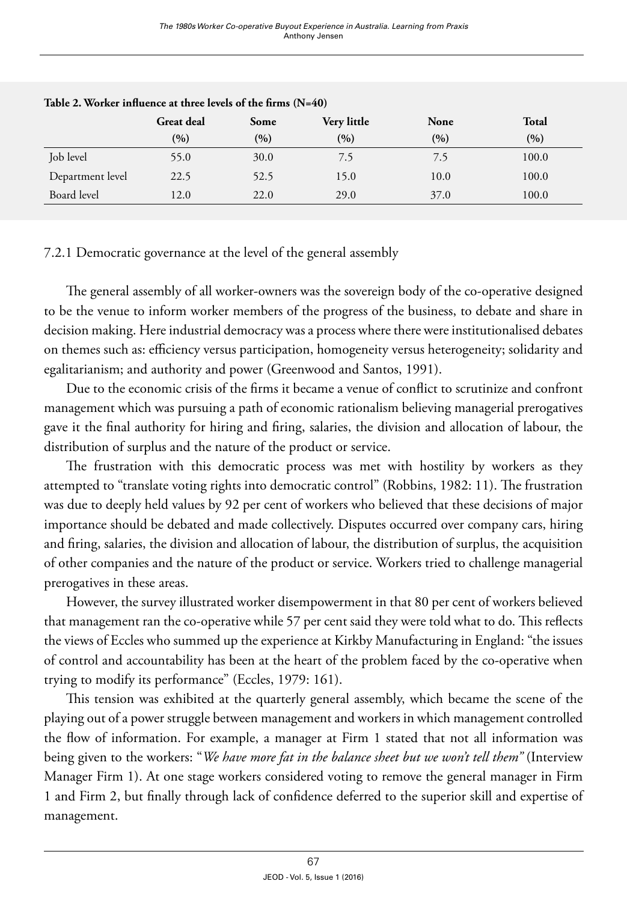**Table 2. Worker influence at three levels of the firms (N=40)**

| | Great deal (%) | Some (%) | Very little (%) | None (%) | Total (%) |
|---|---|---|---|---|---|
| Job level | 55.0 | 30.0 | 7.5 | 7.5 | 100.0 |
| Department level | 22.5 | 52.5 | 15.0 | 10.0 | 100.0 |
| Board level | 12.0 | 22.0 | 29.0 | 37.0 | 100.0 |

7.2.1 Democratic governance at the level of the general assembly

The general assembly of all worker-owners was the sovereign body of the co-operative designed to be the venue to inform worker members of the progress of the business, to debate and share in decision making. Here industrial democracy was a process where there were institutionalised debates on themes such as: efficiency versus participation, homogeneity versus heterogeneity; solidarity and egalitarianism; and authority and power (Greenwood and Santos, 1991).

Due to the economic crisis of the firms it became a venue of conflict to scrutinize and confront management which was pursuing a path of economic rationalism believing managerial prerogatives gave it the final authority for hiring and firing, salaries, the division and allocation of labour, the distribution of surplus and the nature of the product or service.

The frustration with this democratic process was met with hostility by workers as they attempted to "translate voting rights into democratic control" (Robbins, 1982: 11). The frustration was due to deeply held values by 92 per cent of workers who believed that these decisions of major importance should be debated and made collectively. Disputes occurred over company cars, hiring and firing, salaries, the division and allocation of labour, the distribution of surplus, the acquisition of other companies and the nature of the product or service. Workers tried to challenge managerial prerogatives in these areas.

However, the survey illustrated worker disempowerment in that 80 per cent of workers believed that management ran the co-operative while 57 per cent said they were told what to do. This reflects the views of Eccles who summed up the experience at Kirkby Manufacturing in England: "the issues of control and accountability has been at the heart of the problem faced by the co-operative when trying to modify its performance" (Eccles, 1979: 161).

This tension was exhibited at the quarterly general assembly, which became the scene of the playing out of a power struggle between management and workers in which management controlled the flow of information. For example, a manager at Firm 1 stated that not all information was being given to the workers: "*We have more fat in the balance sheet but we won't tell them"* (Interview Manager Firm 1). At one stage workers considered voting to remove the general manager in Firm 1 and Firm 2, but finally through lack of confidence deferred to the superior skill and expertise of management.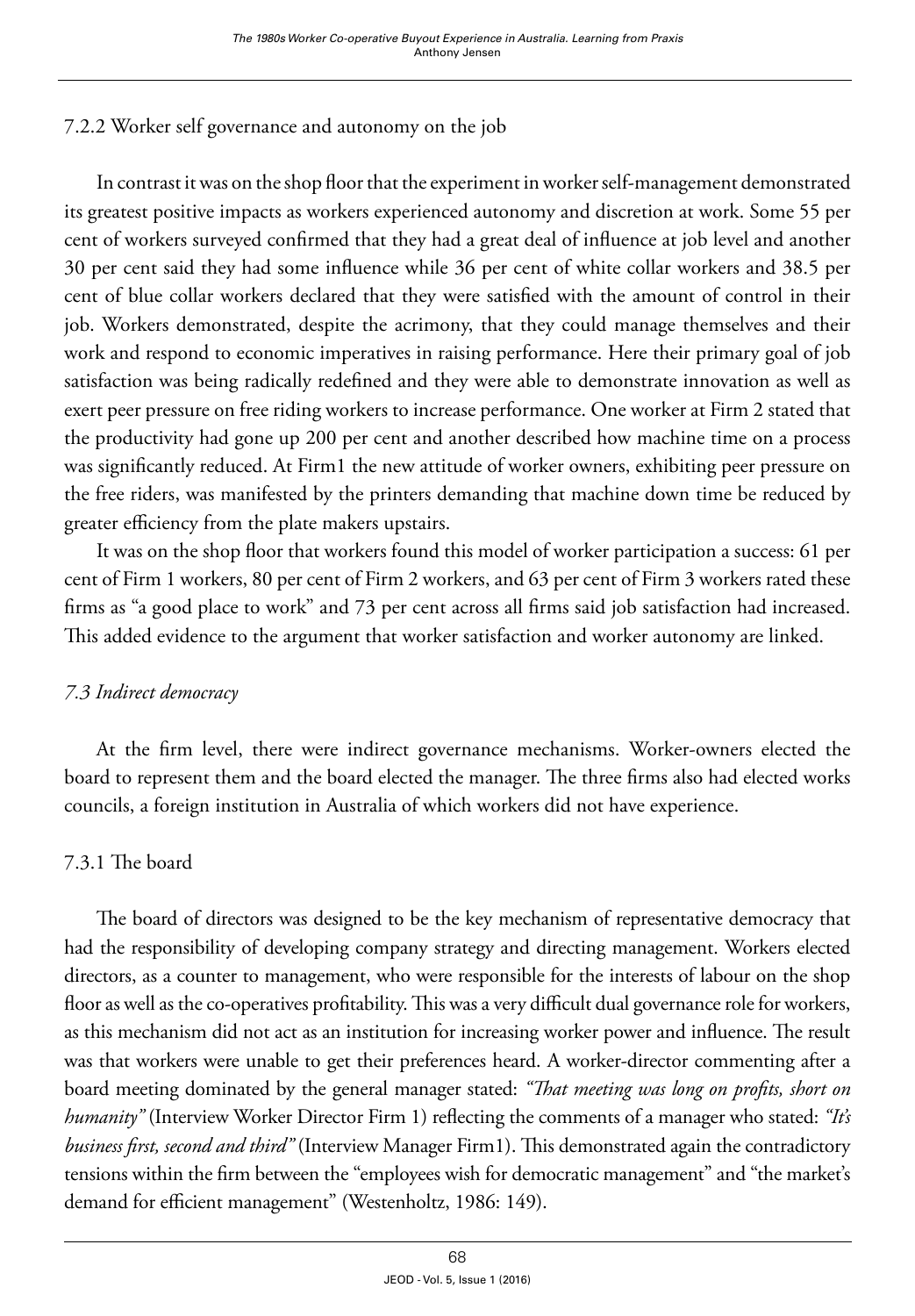### 7.2.2 Worker self governance and autonomy on the job

In contrast it was on the shop floor that the experiment in worker self-management demonstrated its greatest positive impacts as workers experienced autonomy and discretion at work. Some 55 per cent of workers surveyed confirmed that they had a great deal of influence at job level and another 30 per cent said they had some influence while 36 per cent of white collar workers and 38.5 per cent of blue collar workers declared that they were satisfied with the amount of control in their job. Workers demonstrated, despite the acrimony, that they could manage themselves and their work and respond to economic imperatives in raising performance. Here their primary goal of job satisfaction was being radically redefined and they were able to demonstrate innovation as well as exert peer pressure on free riding workers to increase performance. One worker at Firm 2 stated that the productivity had gone up 200 per cent and another described how machine time on a process was significantly reduced. At Firm1 the new attitude of worker owners, exhibiting peer pressure on the free riders, was manifested by the printers demanding that machine down time be reduced by greater efficiency from the plate makers upstairs.

It was on the shop floor that workers found this model of worker participation a success: 61 per cent of Firm 1 workers, 80 per cent of Firm 2 workers, and 63 per cent of Firm 3 workers rated these firms as "a good place to work" and 73 per cent across all firms said job satisfaction had increased. This added evidence to the argument that worker satisfaction and worker autonomy are linked.

## *7.3 Indirect democracy*

At the firm level, there were indirect governance mechanisms. Worker-owners elected the board to represent them and the board elected the manager. The three firms also had elected works councils, a foreign institution in Australia of which workers did not have experience.

### 7.3.1 The board

The board of directors was designed to be the key mechanism of representative democracy that had the responsibility of developing company strategy and directing management. Workers elected directors, as a counter to management, who were responsible for the interests of labour on the shop floor as well as the co-operatives profitability. This was a very difficult dual governance role for workers, as this mechanism did not act as an institution for increasing worker power and influence. The result was that workers were unable to get their preferences heard. A worker-director commenting after a board meeting dominated by the general manager stated: *"That meeting was long on profits, short on humanity"* (Interview Worker Director Firm 1) reflecting the comments of a manager who stated: *"It's business first, second and third"* (Interview Manager Firm1). This demonstrated again the contradictory tensions within the firm between the "employees wish for democratic management" and "the market's demand for efficient management" (Westenholtz, 1986: 149).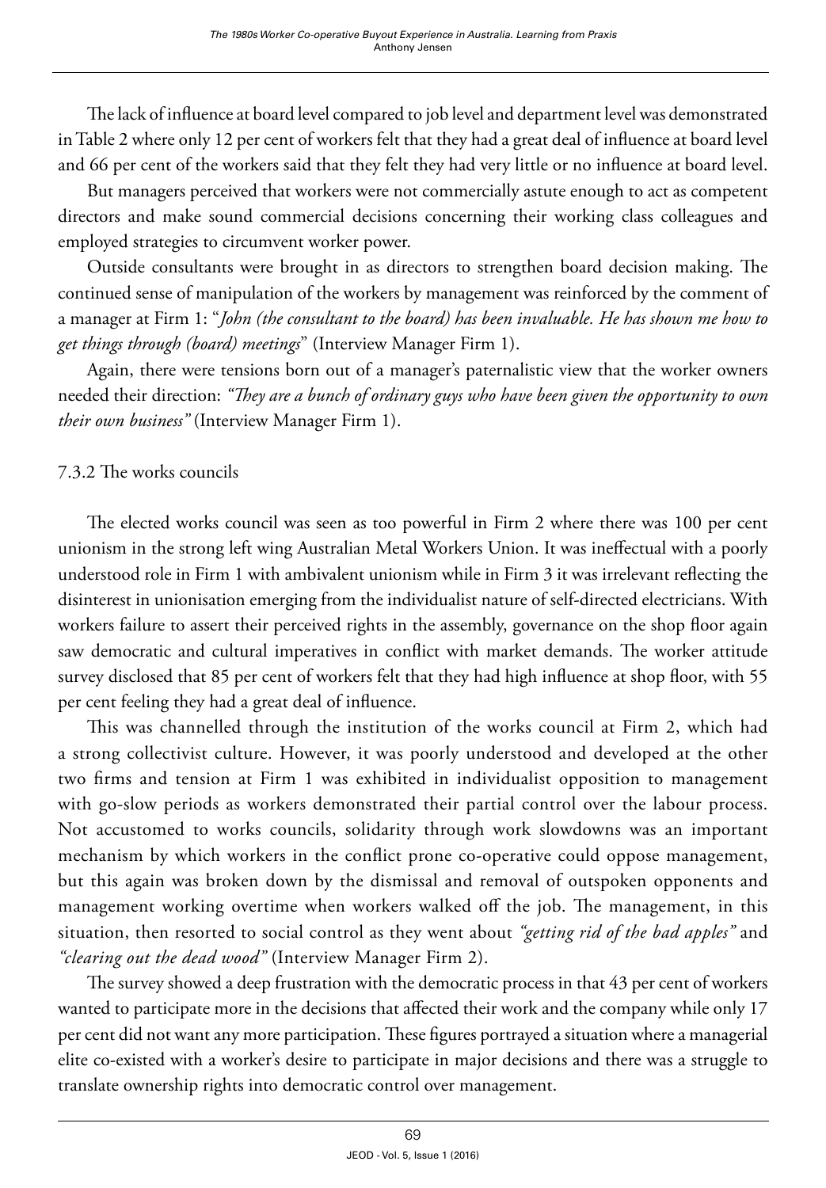The lack of influence at board level compared to job level and department level was demonstrated in Table 2 where only 12 per cent of workers felt that they had a great deal of influence at board level and 66 per cent of the workers said that they felt they had very little or no influence at board level.

But managers perceived that workers were not commercially astute enough to act as competent directors and make sound commercial decisions concerning their working class colleagues and employed strategies to circumvent worker power.

Outside consultants were brought in as directors to strengthen board decision making. The continued sense of manipulation of the workers by management was reinforced by the comment of a manager at Firm 1: "*John (the consultant to the board) has been invaluable. He has shown me how to get things through (board) meetings*" (Interview Manager Firm 1).

Again, there were tensions born out of a manager's paternalistic view that the worker owners needed their direction: *"They are a bunch of ordinary guys who have been given the opportunity to own their own business"* (Interview Manager Firm 1).

### 7.3.2 The works councils

The elected works council was seen as too powerful in Firm 2 where there was 100 per cent unionism in the strong left wing Australian Metal Workers Union. It was ineffectual with a poorly understood role in Firm 1 with ambivalent unionism while in Firm 3 it was irrelevant reflecting the disinterest in unionisation emerging from the individualist nature of self-directed electricians. With workers failure to assert their perceived rights in the assembly, governance on the shop floor again saw democratic and cultural imperatives in conflict with market demands. The worker attitude survey disclosed that 85 per cent of workers felt that they had high influence at shop floor, with 55 per cent feeling they had a great deal of influence.

This was channelled through the institution of the works council at Firm 2, which had a strong collectivist culture. However, it was poorly understood and developed at the other two firms and tension at Firm 1 was exhibited in individualist opposition to management with go-slow periods as workers demonstrated their partial control over the labour process. Not accustomed to works councils, solidarity through work slowdowns was an important mechanism by which workers in the conflict prone co-operative could oppose management, but this again was broken down by the dismissal and removal of outspoken opponents and management working overtime when workers walked off the job. The management, in this situation, then resorted to social control as they went about *"getting rid of the bad apples"* and *"clearing out the dead wood"* (Interview Manager Firm 2).

The survey showed a deep frustration with the democratic process in that 43 per cent of workers wanted to participate more in the decisions that affected their work and the company while only 17 per cent did not want any more participation. These figures portrayed a situation where a managerial elite co-existed with a worker's desire to participate in major decisions and there was a struggle to translate ownership rights into democratic control over management.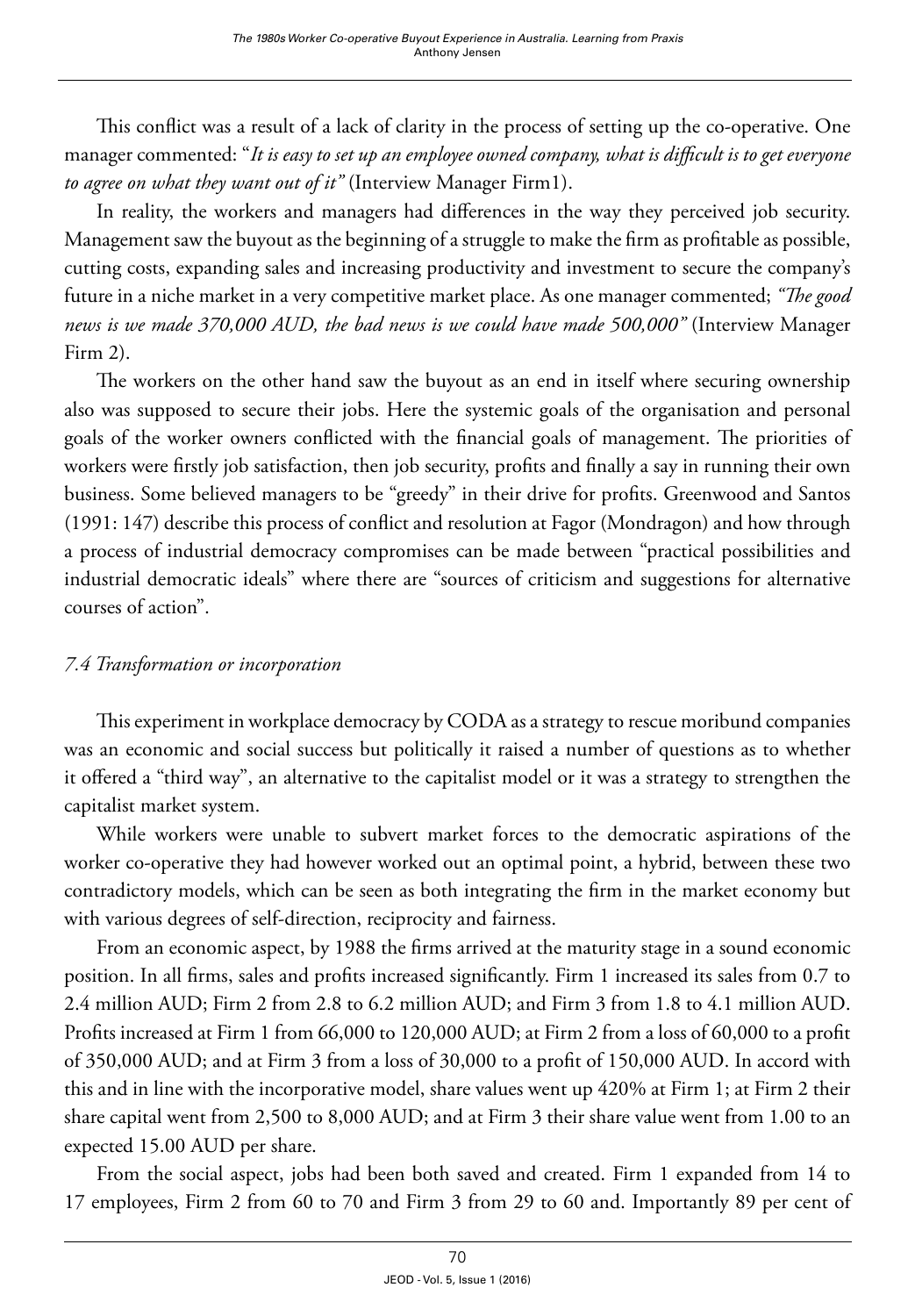This conflict was a result of a lack of clarity in the process of setting up the co-operative. One manager commented: "*It is easy to set up an employee owned company, what is difficult is to get everyone to agree on what they want out of it"* (Interview Manager Firm1).

In reality, the workers and managers had differences in the way they perceived job security. Management saw the buyout as the beginning of a struggle to make the firm as profitable as possible, cutting costs, expanding sales and increasing productivity and investment to secure the company's future in a niche market in a very competitive market place. As one manager commented; *"The good news is we made 370,000 AUD, the bad news is we could have made 500,000"* (Interview Manager Firm 2).

The workers on the other hand saw the buyout as an end in itself where securing ownership also was supposed to secure their jobs. Here the systemic goals of the organisation and personal goals of the worker owners conflicted with the financial goals of management. The priorities of workers were firstly job satisfaction, then job security, profits and finally a say in running their own business. Some believed managers to be "greedy" in their drive for profits. Greenwood and Santos (1991: 147) describe this process of conflict and resolution at Fagor (Mondragon) and how through a process of industrial democracy compromises can be made between "practical possibilities and industrial democratic ideals" where there are "sources of criticism and suggestions for alternative courses of action".

### *7.4 Transformation or incorporation*

This experiment in workplace democracy by CODA as a strategy to rescue moribund companies was an economic and social success but politically it raised a number of questions as to whether it offered a "third way", an alternative to the capitalist model or it was a strategy to strengthen the capitalist market system.

While workers were unable to subvert market forces to the democratic aspirations of the worker co-operative they had however worked out an optimal point, a hybrid, between these two contradictory models, which can be seen as both integrating the firm in the market economy but with various degrees of self-direction, reciprocity and fairness.

From an economic aspect, by 1988 the firms arrived at the maturity stage in a sound economic position. In all firms, sales and profits increased significantly. Firm 1 increased its sales from 0.7 to 2.4 million AUD; Firm 2 from 2.8 to 6.2 million AUD; and Firm 3 from 1.8 to 4.1 million AUD. Profits increased at Firm 1 from 66,000 to 120,000 AUD; at Firm 2 from a loss of 60,000 to a profit of 350,000 AUD; and at Firm 3 from a loss of 30,000 to a profit of 150,000 AUD. In accord with this and in line with the incorporative model, share values went up 420% at Firm 1; at Firm 2 their share capital went from 2,500 to 8,000 AUD; and at Firm 3 their share value went from 1.00 to an expected 15.00 AUD per share.

From the social aspect, jobs had been both saved and created. Firm 1 expanded from 14 to 17 employees, Firm 2 from 60 to 70 and Firm 3 from 29 to 60 and. Importantly 89 per cent of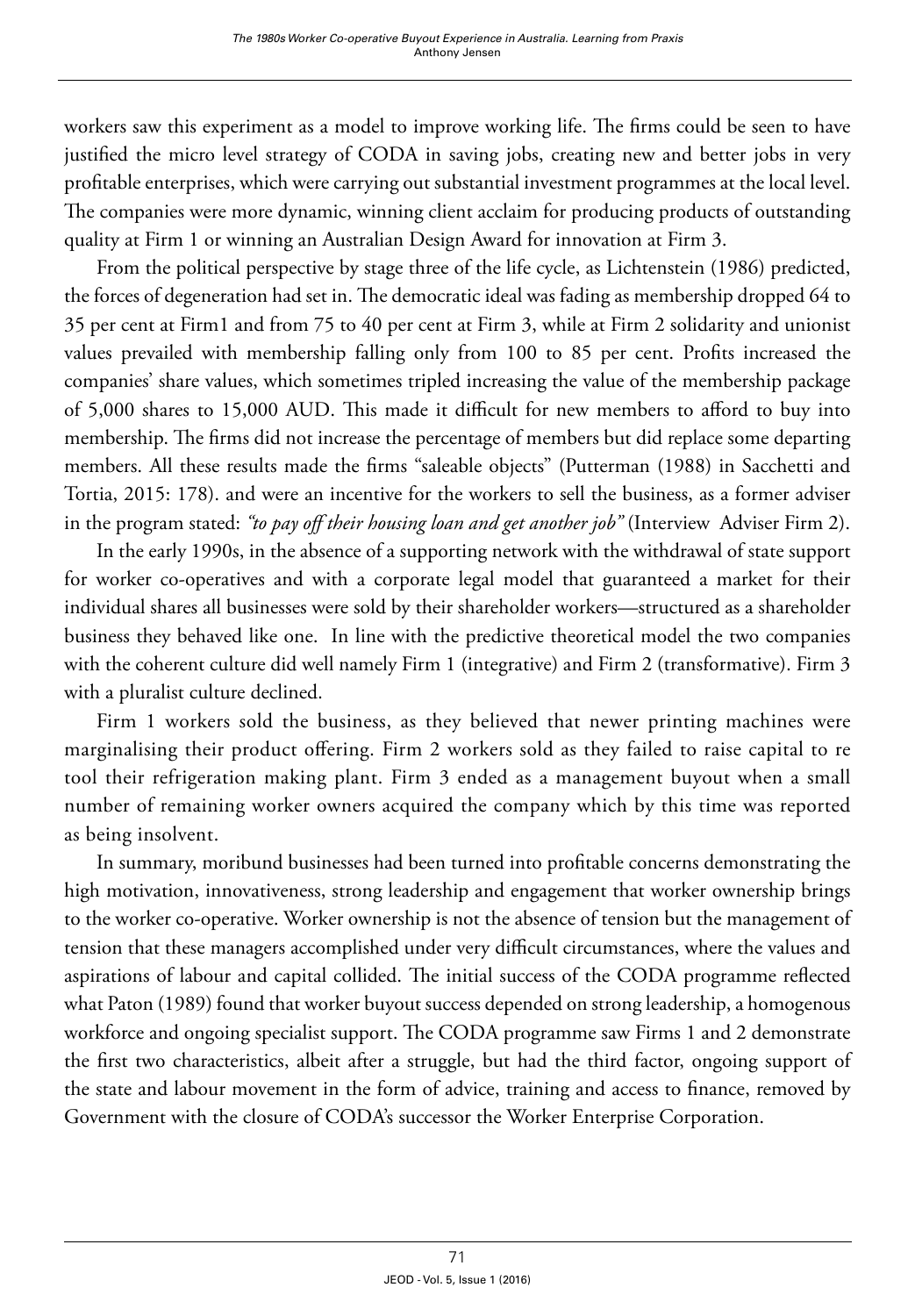workers saw this experiment as a model to improve working life. The firms could be seen to have justified the micro level strategy of CODA in saving jobs, creating new and better jobs in very profitable enterprises, which were carrying out substantial investment programmes at the local level. The companies were more dynamic, winning client acclaim for producing products of outstanding quality at Firm 1 or winning an Australian Design Award for innovation at Firm 3.

From the political perspective by stage three of the life cycle, as Lichtenstein (1986) predicted, the forces of degeneration had set in. The democratic ideal was fading as membership dropped 64 to 35 per cent at Firm1 and from 75 to 40 per cent at Firm 3, while at Firm 2 solidarity and unionist values prevailed with membership falling only from 100 to 85 per cent. Profits increased the companies' share values, which sometimes tripled increasing the value of the membership package of 5,000 shares to 15,000 AUD. This made it difficult for new members to afford to buy into membership. The firms did not increase the percentage of members but did replace some departing members. All these results made the firms "saleable objects" (Putterman (1988) in Sacchetti and Tortia, 2015: 178). and were an incentive for the workers to sell the business, as a former adviser in the program stated: *"to pay off their housing loan and get another job"* (Interview Adviser Firm 2).

In the early 1990s, in the absence of a supporting network with the withdrawal of state support for worker co-operatives and with a corporate legal model that guaranteed a market for their individual shares all businesses were sold by their shareholder workers—structured as a shareholder business they behaved like one. In line with the predictive theoretical model the two companies with the coherent culture did well namely Firm 1 (integrative) and Firm 2 (transformative). Firm 3 with a pluralist culture declined.

Firm 1 workers sold the business, as they believed that newer printing machines were marginalising their product offering. Firm 2 workers sold as they failed to raise capital to re tool their refrigeration making plant. Firm 3 ended as a management buyout when a small number of remaining worker owners acquired the company which by this time was reported as being insolvent.

In summary, moribund businesses had been turned into profitable concerns demonstrating the high motivation, innovativeness, strong leadership and engagement that worker ownership brings to the worker co-operative. Worker ownership is not the absence of tension but the management of tension that these managers accomplished under very difficult circumstances, where the values and aspirations of labour and capital collided. The initial success of the CODA programme reflected what Paton (1989) found that worker buyout success depended on strong leadership, a homogenous workforce and ongoing specialist support. The CODA programme saw Firms 1 and 2 demonstrate the first two characteristics, albeit after a struggle, but had the third factor, ongoing support of the state and labour movement in the form of advice, training and access to finance, removed by Government with the closure of CODA's successor the Worker Enterprise Corporation.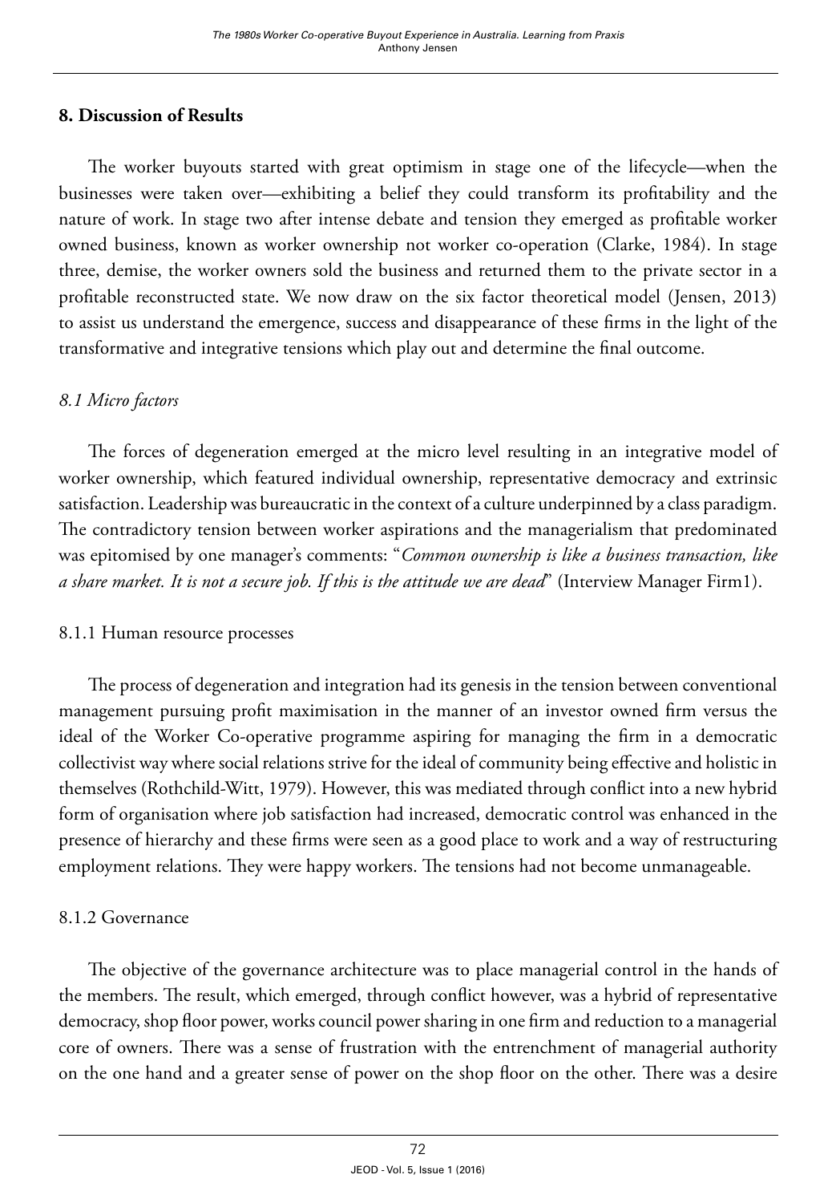## 8. Discussion of Results

The worker buyouts started with great optimism in stage one of the lifecycle—when the businesses were taken over—exhibiting a belief they could transform its profitability and the nature of work. In stage two after intense debate and tension they emerged as profitable worker owned business, known as worker ownership not worker co-operation (Clarke, 1984). In stage three, demise, the worker owners sold the business and returned them to the private sector in a profitable reconstructed state. We now draw on the six factor theoretical model (Jensen, 2013) to assist us understand the emergence, success and disappearance of these firms in the light of the transformative and integrative tensions which play out and determine the final outcome.

### *8.1 Micro factors*

The forces of degeneration emerged at the micro level resulting in an integrative model of worker ownership, which featured individual ownership, representative democracy and extrinsic satisfaction. Leadership was bureaucratic in the context of a culture underpinned by a class paradigm. The contradictory tension between worker aspirations and the managerialism that predominated was epitomised by one manager's comments: "*Common ownership is like a business transaction, like a share market. It is not a secure job. If this is the attitude we are dead*" (Interview Manager Firm1).

#### 8.1.1 Human resource processes

The process of degeneration and integration had its genesis in the tension between conventional management pursuing profit maximisation in the manner of an investor owned firm versus the ideal of the Worker Co-operative programme aspiring for managing the firm in a democratic collectivist way where social relations strive for the ideal of community being effective and holistic in themselves (Rothchild-Witt, 1979). However, this was mediated through conflict into a new hybrid form of organisation where job satisfaction had increased, democratic control was enhanced in the presence of hierarchy and these firms were seen as a good place to work and a way of restructuring employment relations. They were happy workers. The tensions had not become unmanageable.

#### 8.1.2 Governance

The objective of the governance architecture was to place managerial control in the hands of the members. The result, which emerged, through conflict however, was a hybrid of representative democracy, shop floor power, works council power sharing in one firm and reduction to a managerial core of owners. There was a sense of frustration with the entrenchment of managerial authority on the one hand and a greater sense of power on the shop floor on the other. There was a desire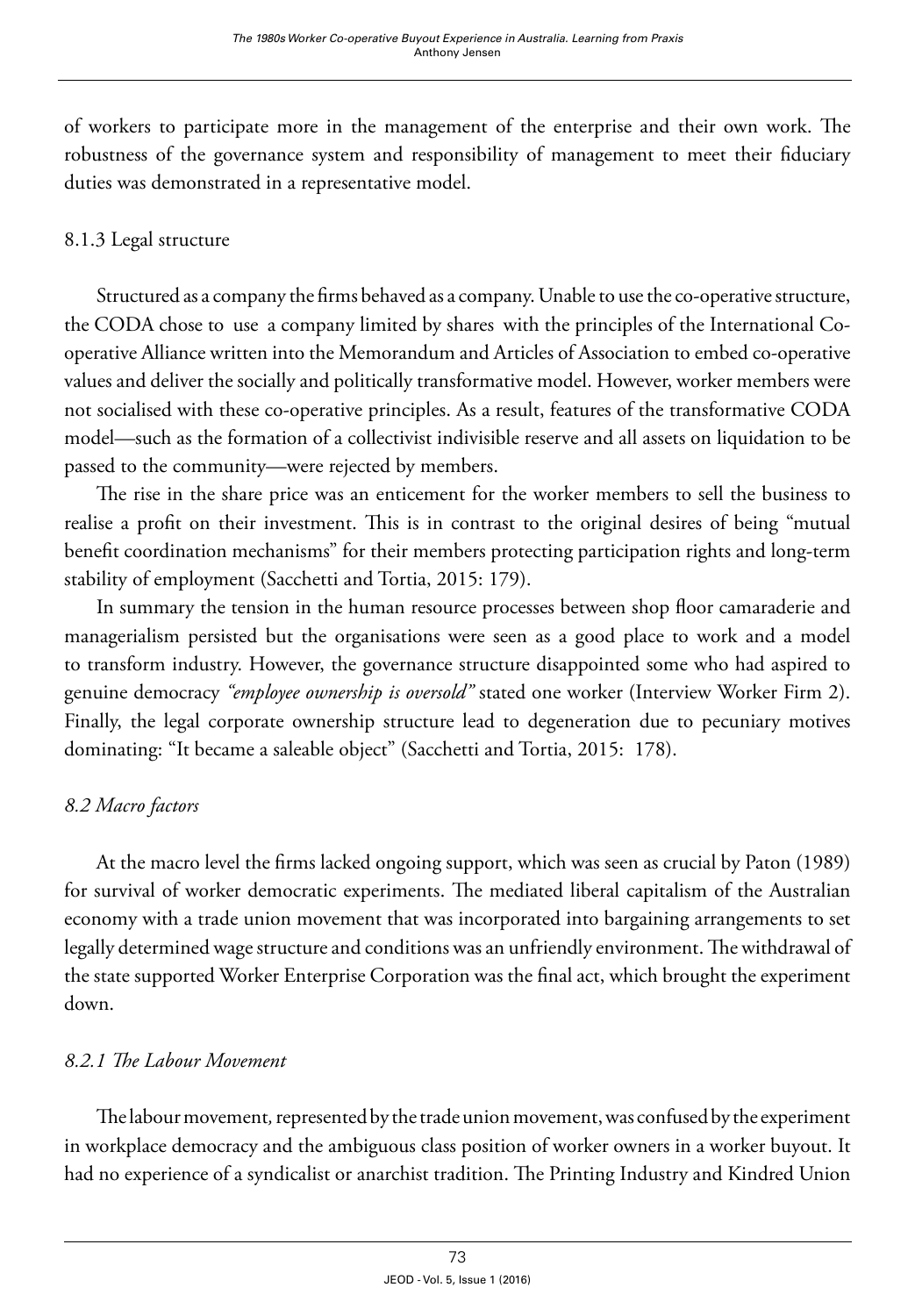of workers to participate more in the management of the enterprise and their own work. The robustness of the governance system and responsibility of management to meet their fiduciary duties was demonstrated in a representative model.

### 8.1.3 Legal structure

Structured as a company the firms behaved as a company. Unable to use the co-operative structure, the CODA chose to use a company limited by shares with the principles of the International Co-operative Alliance written into the Memorandum and Articles of Association to embed co-operative values and deliver the socially and politically transformative model. However, worker members were not socialised with these co-operative principles. As a result, features of the transformative CODA model—such as the formation of a collectivist indivisible reserve and all assets on liquidation to be passed to the community—were rejected by members.

The rise in the share price was an enticement for the worker members to sell the business to realise a profit on their investment. This is in contrast to the original desires of being "mutual benefit coordination mechanisms" for their members protecting participation rights and long-term stability of employment (Sacchetti and Tortia, 2015: 179).

In summary the tension in the human resource processes between shop floor camaraderie and managerialism persisted but the organisations were seen as a good place to work and a model to transform industry. However, the governance structure disappointed some who had aspired to genuine democracy *"employee ownership is oversold"* stated one worker (Interview Worker Firm 2). Finally, the legal corporate ownership structure lead to degeneration due to pecuniary motives dominating: "It became a saleable object" (Sacchetti and Tortia, 2015: 178).

## *8.2 Macro factors*

At the macro level the firms lacked ongoing support, which was seen as crucial by Paton (1989) for survival of worker democratic experiments. The mediated liberal capitalism of the Australian economy with a trade union movement that was incorporated into bargaining arrangements to set legally determined wage structure and conditions was an unfriendly environment. The withdrawal of the state supported Worker Enterprise Corporation was the final act, which brought the experiment down.

### *8.2.1 The Labour Movement*

The labour movement, represented by the trade union movement, was confused by the experiment in workplace democracy and the ambiguous class position of worker owners in a worker buyout. It had no experience of a syndicalist or anarchist tradition. The Printing Industry and Kindred Union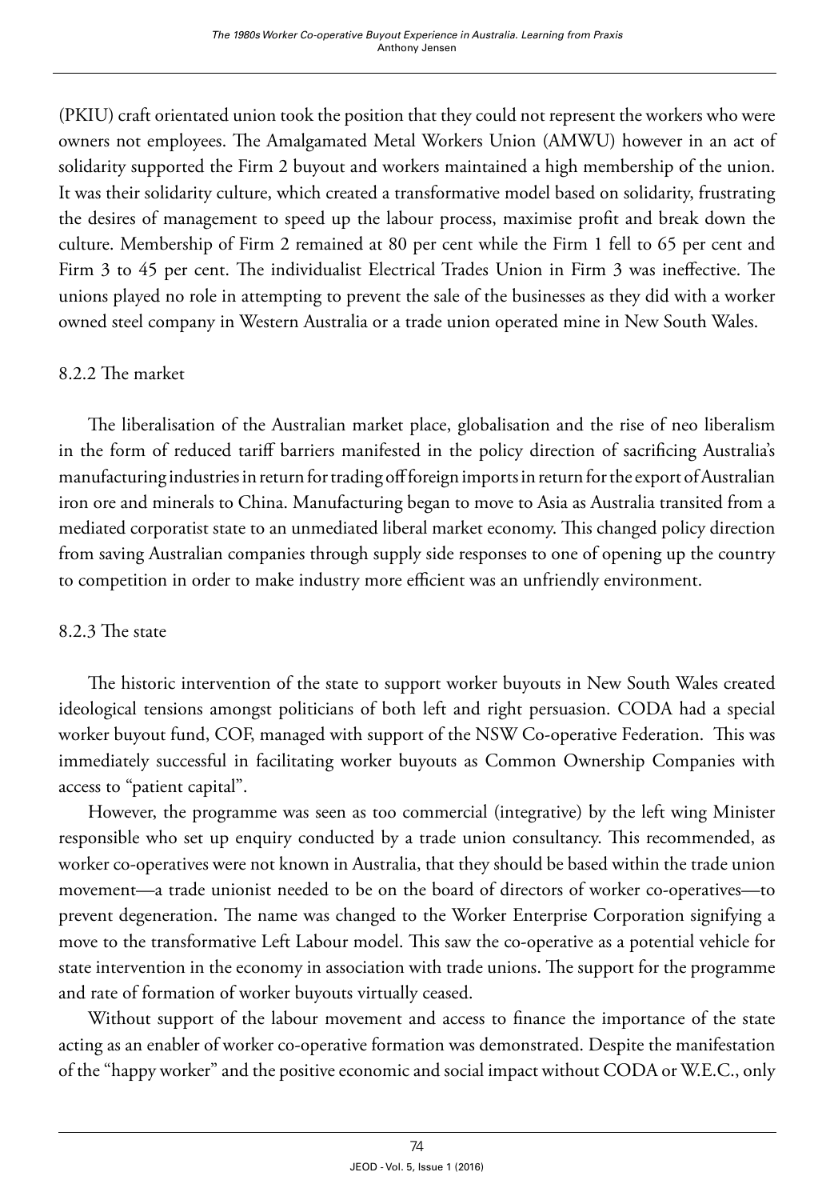(PKIU) craft orientated union took the position that they could not represent the workers who were owners not employees. The Amalgamated Metal Workers Union (AMWU) however in an act of solidarity supported the Firm 2 buyout and workers maintained a high membership of the union. It was their solidarity culture, which created a transformative model based on solidarity, frustrating the desires of management to speed up the labour process, maximise profit and break down the culture. Membership of Firm 2 remained at 80 per cent while the Firm 1 fell to 65 per cent and Firm 3 to 45 per cent. The individualist Electrical Trades Union in Firm 3 was ineffective. The unions played no role in attempting to prevent the sale of the businesses as they did with a worker owned steel company in Western Australia or a trade union operated mine in New South Wales.

### 8.2.2 The market

The liberalisation of the Australian market place, globalisation and the rise of neo liberalism in the form of reduced tariff barriers manifested in the policy direction of sacrificing Australia's manufacturing industries in return for trading off foreign imports in return for the export of Australian iron ore and minerals to China. Manufacturing began to move to Asia as Australia transited from a mediated corporatist state to an unmediated liberal market economy. This changed policy direction from saving Australian companies through supply side responses to one of opening up the country to competition in order to make industry more efficient was an unfriendly environment.

### 8.2.3 The state

The historic intervention of the state to support worker buyouts in New South Wales created ideological tensions amongst politicians of both left and right persuasion. CODA had a special worker buyout fund, COF, managed with support of the NSW Co-operative Federation. This was immediately successful in facilitating worker buyouts as Common Ownership Companies with access to "patient capital".

However, the programme was seen as too commercial (integrative) by the left wing Minister responsible who set up enquiry conducted by a trade union consultancy. This recommended, as worker co-operatives were not known in Australia, that they should be based within the trade union movement—a trade unionist needed to be on the board of directors of worker co-operatives—to prevent degeneration. The name was changed to the Worker Enterprise Corporation signifying a move to the transformative Left Labour model. This saw the co-operative as a potential vehicle for state intervention in the economy in association with trade unions. The support for the programme and rate of formation of worker buyouts virtually ceased.

Without support of the labour movement and access to finance the importance of the state acting as an enabler of worker co-operative formation was demonstrated. Despite the manifestation of the "happy worker" and the positive economic and social impact without CODA or W.E.C., only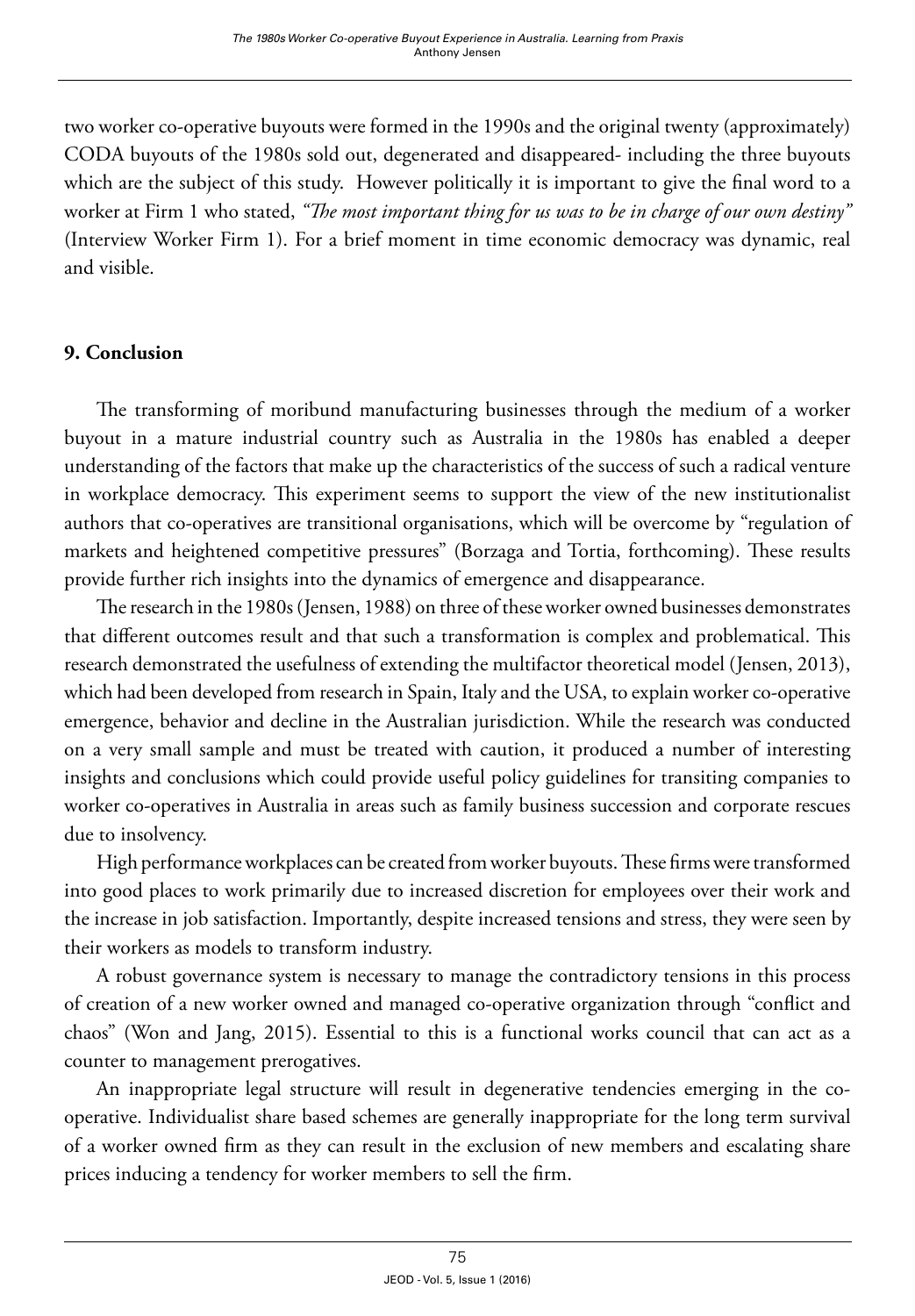two worker co-operative buyouts were formed in the 1990s and the original twenty (approximately) CODA buyouts of the 1980s sold out, degenerated and disappeared- including the three buyouts which are the subject of this study. However politically it is important to give the final word to a worker at Firm 1 who stated, *"The most important thing for us was to be in charge of our own destiny"* (Interview Worker Firm 1). For a brief moment in time economic democracy was dynamic, real and visible.

## 9. Conclusion

The transforming of moribund manufacturing businesses through the medium of a worker buyout in a mature industrial country such as Australia in the 1980s has enabled a deeper understanding of the factors that make up the characteristics of the success of such a radical venture in workplace democracy. This experiment seems to support the view of the new institutionalist authors that co-operatives are transitional organisations, which will be overcome by "regulation of markets and heightened competitive pressures" (Borzaga and Tortia, forthcoming). These results provide further rich insights into the dynamics of emergence and disappearance.

The research in the 1980s (Jensen, 1988) on three of these worker owned businesses demonstrates that different outcomes result and that such a transformation is complex and problematical. This research demonstrated the usefulness of extending the multifactor theoretical model (Jensen, 2013), which had been developed from research in Spain, Italy and the USA, to explain worker co-operative emergence, behavior and decline in the Australian jurisdiction. While the research was conducted on a very small sample and must be treated with caution, it produced a number of interesting insights and conclusions which could provide useful policy guidelines for transiting companies to worker co-operatives in Australia in areas such as family business succession and corporate rescues due to insolvency.

High performance workplaces can be created from worker buyouts. These firms were transformed into good places to work primarily due to increased discretion for employees over their work and the increase in job satisfaction. Importantly, despite increased tensions and stress, they were seen by their workers as models to transform industry.

A robust governance system is necessary to manage the contradictory tensions in this process of creation of a new worker owned and managed co-operative organization through "conflict and chaos" (Won and Jang, 2015). Essential to this is a functional works council that can act as a counter to management prerogatives.

An inappropriate legal structure will result in degenerative tendencies emerging in the co-operative. Individualist share based schemes are generally inappropriate for the long term survival of a worker owned firm as they can result in the exclusion of new members and escalating share prices inducing a tendency for worker members to sell the firm.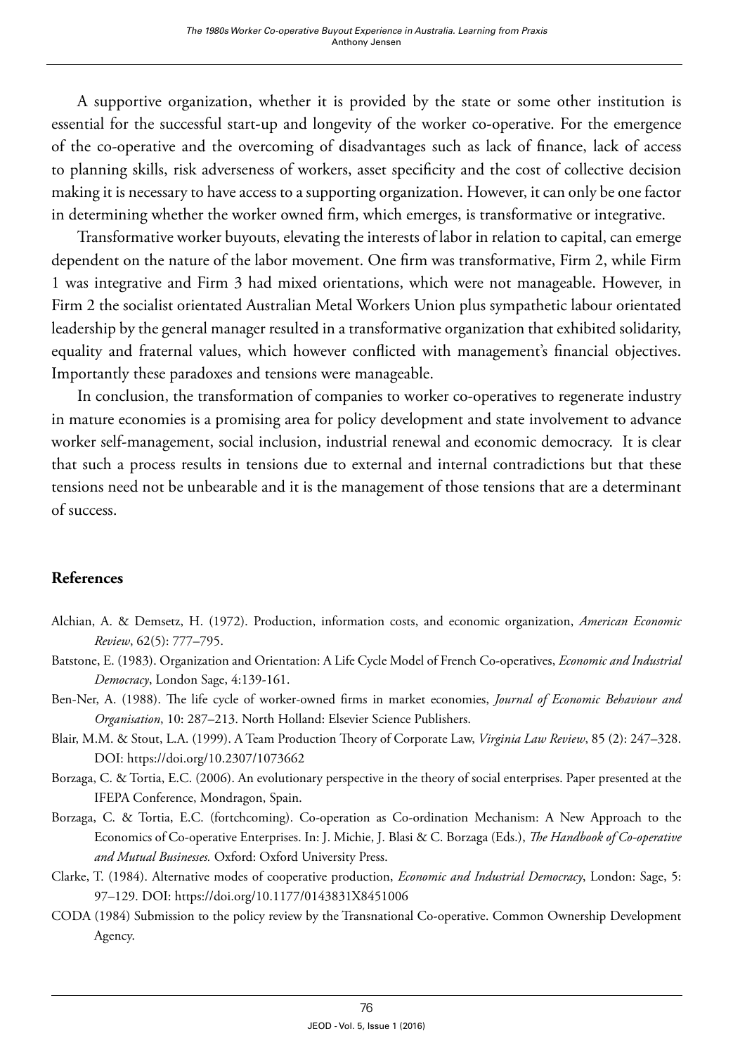A supportive organization, whether it is provided by the state or some other institution is essential for the successful start-up and longevity of the worker co-operative. For the emergence of the co-operative and the overcoming of disadvantages such as lack of finance, lack of access to planning skills, risk adverseness of workers, asset specificity and the cost of collective decision making it is necessary to have access to a supporting organization. However, it can only be one factor in determining whether the worker owned firm, which emerges, is transformative or integrative.

Transformative worker buyouts, elevating the interests of labor in relation to capital, can emerge dependent on the nature of the labor movement. One firm was transformative, Firm 2, while Firm 1 was integrative and Firm 3 had mixed orientations, which were not manageable. However, in Firm 2 the socialist orientated Australian Metal Workers Union plus sympathetic labour orientated leadership by the general manager resulted in a transformative organization that exhibited solidarity, equality and fraternal values, which however conflicted with management's financial objectives. Importantly these paradoxes and tensions were manageable.

In conclusion, the transformation of companies to worker co-operatives to regenerate industry in mature economies is a promising area for policy development and state involvement to advance worker self-management, social inclusion, industrial renewal and economic democracy. It is clear that such a process results in tensions due to external and internal contradictions but that these tensions need not be unbearable and it is the management of those tensions that are a determinant of success.

## References

Alchian, A. & Demsetz, H. (1972). Production, information costs, and economic organization, *American Economic Review*, 62(5): 777–795.

Batstone, E. (1983). Organization and Orientation: A Life Cycle Model of French Co-operatives, *Economic and Industrial Democracy*, London Sage, 4:139-161.

Ben-Ner, A. (1988). The life cycle of worker-owned firms in market economies, *Journal of Economic Behaviour and Organisation*, 10: 287–213. North Holland: Elsevier Science Publishers.

Blair, M.M. & Stout, L.A. (1999). A Team Production Theory of Corporate Law, *Virginia Law Review*, 85 (2): 247–328. DOI: https://doi.org/10.2307/1073662

Borzaga, C. & Tortia, E.C. (2006). An evolutionary perspective in the theory of social enterprises. Paper presented at the IFEPA Conference, Mondragon, Spain.

Borzaga, C. & Tortia, E.C. (fortchcoming). Co-operation as Co-ordination Mechanism: A New Approach to the Economics of Co-operative Enterprises. In: J. Michie, J. Blasi & C. Borzaga (Eds.), *The Handbook of Co-operative and Mutual Businesses.* Oxford: Oxford University Press.

Clarke, T. (1984). Alternative modes of cooperative production, *Economic and Industrial Democracy*, London: Sage, 5: 97–129. DOI: https://doi.org/10.1177/0143831X8451006

CODA (1984) Submission to the policy review by the Transnational Co-operative. Common Ownership Development Agency.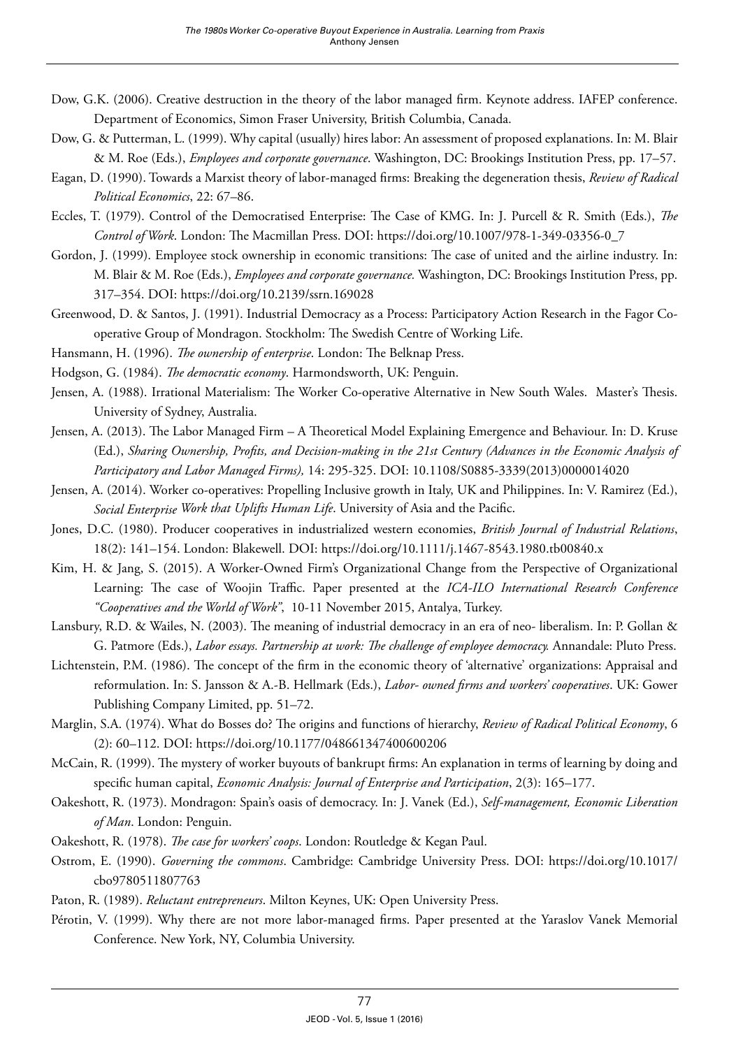Dow, G.K. (2006). Creative destruction in the theory of the labor managed firm. Keynote address. IAFEP conference. Department of Economics, Simon Fraser University, British Columbia, Canada.

Dow, G. & Putterman, L. (1999). Why capital (usually) hires labor: An assessment of proposed explanations. In: M. Blair & M. Roe (Eds.), *Employees and corporate governance*. Washington, DC: Brookings Institution Press, pp. 17–57.

Eagan, D. (1990). Towards a Marxist theory of labor-managed firms: Breaking the degeneration thesis, *Review of Radical Political Economics*, 22: 67–86.

Eccles, T. (1979). Control of the Democratised Enterprise: The Case of KMG. In: J. Purcell & R. Smith (Eds.), *The Control of Work*. London: The Macmillan Press. DOI: https://doi.org/10.1007/978-1-349-03356-0_7

Gordon, J. (1999). Employee stock ownership in economic transitions: The case of united and the airline industry. In: M. Blair & M. Roe (Eds.), *Employees and corporate governance.* Washington, DC: Brookings Institution Press, pp. 317–354. DOI: https://doi.org/10.2139/ssrn.169028

Greenwood, D. & Santos, J. (1991). Industrial Democracy as a Process: Participatory Action Research in the Fagor Co-operative Group of Mondragon. Stockholm: The Swedish Centre of Working Life.

Hansmann, H. (1996). *The ownership of enterprise*. London: The Belknap Press.

Hodgson, G. (1984). *The democratic economy*. Harmondsworth, UK: Penguin.

Jensen, A. (1988). Irrational Materialism: The Worker Co-operative Alternative in New South Wales. Master's Thesis. University of Sydney, Australia.

Jensen, A. (2013). The Labor Managed Firm – A Theoretical Model Explaining Emergence and Behaviour. In: D. Kruse (Ed.), *Sharing Ownership, Profits, and Decision-making in the 21st Century (Advances in the Economic Analysis of Participatory and Labor Managed Firms),* 14: 295-325. DOI: 10.1108/S0885-3339(2013)0000014020

Jensen, A. (2014). Worker co-operatives: Propelling Inclusive growth in Italy, UK and Philippines. In: V. Ramirez (Ed.), *Social Enterprise Work that Uplifts Human Life*. University of Asia and the Pacific.

Jones, D.C. (1980). Producer cooperatives in industrialized western economies, *British Journal of Industrial Relations*, 18(2): 141–154. London: Blakewell. DOI: https://doi.org/10.1111/j.1467-8543.1980.tb00840.x

Kim, H. & Jang, S. (2015). A Worker-Owned Firm's Organizational Change from the Perspective of Organizational Learning: The case of Woojin Traffic. Paper presented at the *ICA-ILO International Research Conference "Cooperatives and the World of Work"*, 10-11 November 2015, Antalya, Turkey.

Lansbury, R.D. & Wailes, N. (2003). The meaning of industrial democracy in an era of neo- liberalism. In: P. Gollan & G. Patmore (Eds.), *Labor essays. Partnership at work: The challenge of employee democracy.* Annandale: Pluto Press.

Lichtenstein, P.M. (1986). The concept of the firm in the economic theory of 'alternative' organizations: Appraisal and reformulation. In: S. Jansson & A.-B. Hellmark (Eds.), *Labor- owned firms and workers' cooperatives*. UK: Gower Publishing Company Limited, pp. 51–72.

Marglin, S.A. (1974). What do Bosses do? The origins and functions of hierarchy, *Review of Radical Political Economy*, 6 (2): 60–112. DOI: https://doi.org/10.1177/048661347400600206

McCain, R. (1999). The mystery of worker buyouts of bankrupt firms: An explanation in terms of learning by doing and specific human capital, *Economic Analysis: Journal of Enterprise and Participation*, 2(3): 165–177.

Oakeshott, R. (1973). Mondragon: Spain's oasis of democracy. In: J. Vanek (Ed.), *Self-management, Economic Liberation of Man*. London: Penguin.

Oakeshott, R. (1978). *The case for workers' coops*. London: Routledge & Kegan Paul.

Ostrom, E. (1990). *Governing the commons*. Cambridge: Cambridge University Press. DOI: https://doi.org/10.1017/cbo9780511807763

Paton, R. (1989). *Reluctant entrepreneurs*. Milton Keynes, UK: Open University Press.

Pérotin, V. (1999). Why there are not more labor-managed firms. Paper presented at the Yaraslov Vanek Memorial Conference. New York, NY, Columbia University.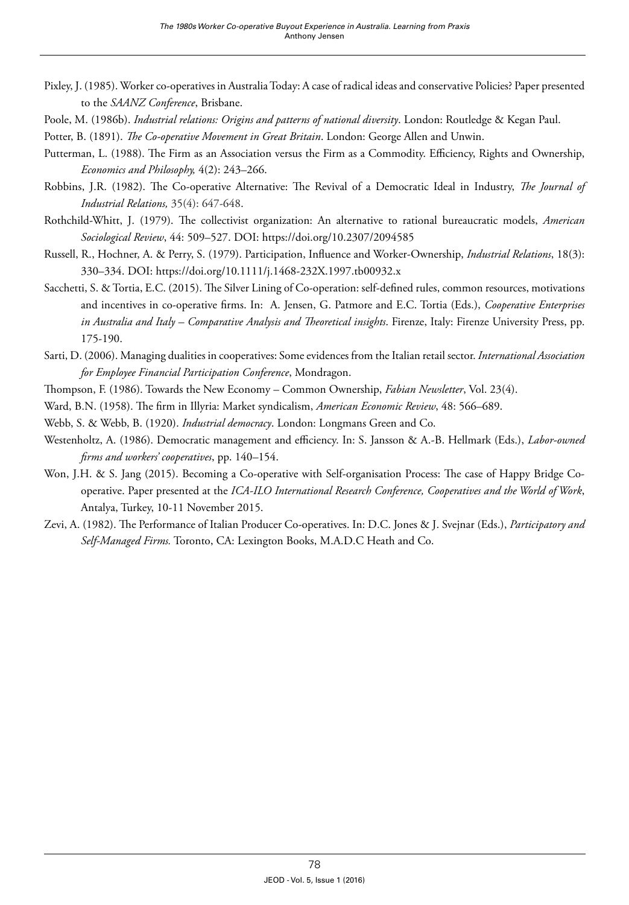Pixley, J. (1985). Worker co-operatives in Australia Today: A case of radical ideas and conservative Policies? Paper presented to the *SAANZ Conference*, Brisbane.

Poole, M. (1986b). *Industrial relations: Origins and patterns of national diversity*. London: Routledge & Kegan Paul.

Potter, B. (1891). *The Co-operative Movement in Great Britain*. London: George Allen and Unwin.

Putterman, L. (1988). The Firm as an Association versus the Firm as a Commodity. Efficiency, Rights and Ownership, *Economics and Philosophy,* 4(2): 243–266.

Robbins, J.R. (1982). The Co-operative Alternative: The Revival of a Democratic Ideal in Industry, *The Journal of Industrial Relations,* 35(4): 647-648.

Rothchild-Whitt, J. (1979). The collectivist organization: An alternative to rational bureaucratic models, *American Sociological Review*, 44: 509–527. DOI: https://doi.org/10.2307/2094585

Russell, R., Hochner, A. & Perry, S. (1979). Participation, Influence and Worker-Ownership, *Industrial Relations*, 18(3): 330–334. DOI: https://doi.org/10.1111/j.1468-232X.1997.tb00932.x

Sacchetti, S. & Tortia, E.C. (2015). The Silver Lining of Co-operation: self-defined rules, common resources, motivations and incentives in co-operative firms. In: A. Jensen, G. Patmore and E.C. Tortia (Eds.), *Cooperative Enterprises in Australia and Italy – Comparative Analysis and Theoretical insights*. Firenze, Italy: Firenze University Press, pp. 175-190.

Sarti, D. (2006). Managing dualities in cooperatives: Some evidences from the Italian retail sector. *International Association for Employee Financial Participation Conference*, Mondragon.

Thompson, F. (1986). Towards the New Economy – Common Ownership, *Fabian Newsletter*, Vol. 23(4).

Ward, B.N. (1958). The firm in Illyria: Market syndicalism, *American Economic Review*, 48: 566–689.

Webb, S. & Webb, B. (1920). *Industrial democracy*. London: Longmans Green and Co.

Westenholtz, A. (1986). Democratic management and efficiency. In: S. Jansson & A.-B. Hellmark (Eds.), *Labor-owned firms and workers' cooperatives*, pp. 140–154.

Won, J.H. & S. Jang (2015). Becoming a Co-operative with Self-organisation Process: The case of Happy Bridge Co-operative. Paper presented at the *ICA-ILO International Research Conference, Cooperatives and the World of Work*, Antalya, Turkey, 10-11 November 2015.

Zevi, A. (1982). The Performance of Italian Producer Co-operatives. In: D.C. Jones & J. Svejnar (Eds.), *Participatory and Self-Managed Firms.* Toronto, CA: Lexington Books, M.A.D.C Heath and Co.